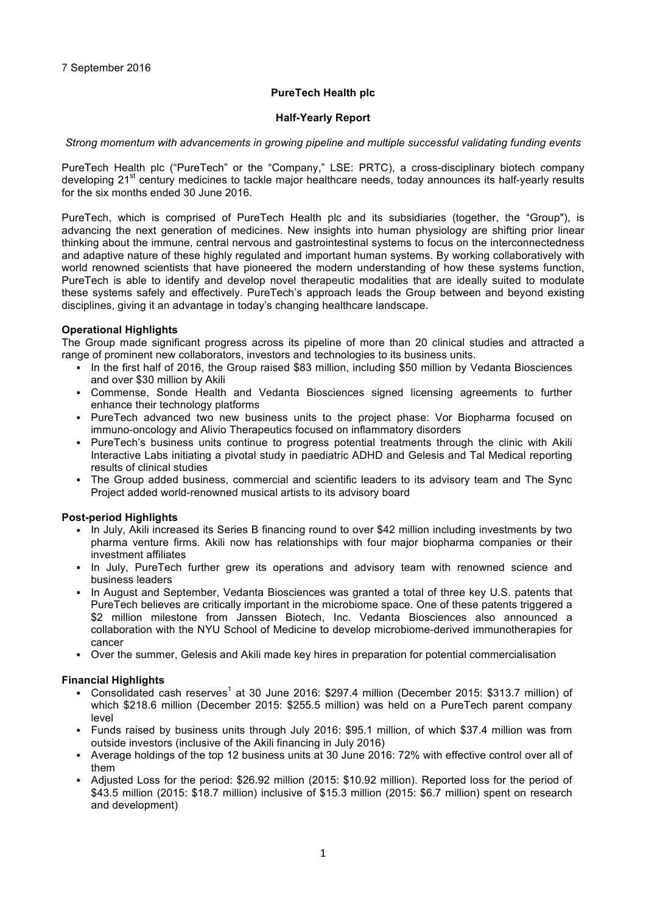7 September 2016

**PureTech Health plc**

**Half-Yearly Report**

*Strong momentum with advancements in growing pipeline and multiple successful validating funding events*

PureTech Health plc ("PureTech" or the "Company," LSE: PRTC), a cross-disciplinary biotech company developing 21st century medicines to tackle major healthcare needs, today announces its half-yearly results for the six months ended 30 June 2016.

PureTech, which is comprised of PureTech Health plc and its subsidiaries (together, the "Group"), is advancing the next generation of medicines. New insights into human physiology are shifting prior linear thinking about the immune, central nervous and gastrointestinal systems to focus on the interconnectedness and adaptive nature of these highly regulated and important human systems. By working collaboratively with world renowned scientists that have pioneered the modern understanding of how these systems function, PureTech is able to identify and develop novel therapeutic modalities that are ideally suited to modulate these systems safely and effectively. PureTech's approach leads the Group between and beyond existing disciplines, giving it an advantage in today's changing healthcare landscape.

**Operational Highlights**

The Group made significant progress across its pipeline of more than 20 clinical studies and attracted a range of prominent new collaborators, investors and technologies to its business units.

- In the first half of 2016, the Group raised $83 million, including $50 million by Vedanta Biosciences and over $30 million by Akili
- Commense, Sonde Health and Vedanta Biosciences signed licensing agreements to further enhance their technology platforms
- PureTech advanced two new business units to the project phase: Vor Biopharma focused on immuno-oncology and Alivio Therapeutics focused on inflammatory disorders
- PureTech's business units continue to progress potential treatments through the clinic with Akili Interactive Labs initiating a pivotal study in paediatric ADHD and Gelesis and Tal Medical reporting results of clinical studies
- The Group added business, commercial and scientific leaders to its advisory team and The Sync Project added world-renowned musical artists to its advisory board

**Post-period Highlights**

- In July, Akili increased its Series B financing round to over $42 million including investments by two pharma venture firms. Akili now has relationships with four major biopharma companies or their investment affiliates
- In July, PureTech further grew its operations and advisory team with renowned science and business leaders
- In August and September, Vedanta Biosciences was granted a total of three key U.S. patents that PureTech believes are critically important in the microbiome space. One of these patents triggered a $2 million milestone from Janssen Biotech, Inc. Vedanta Biosciences also announced a collaboration with the NYU School of Medicine to develop microbiome-derived immunotherapies for cancer
- Over the summer, Gelesis and Akili made key hires in preparation for potential commercialisation

**Financial Highlights**

- Consolidated cash reserves[1] at 30 June 2016: $297.4 million (December 2015: $313.7 million) of which $218.6 million (December 2015: $255.5 million) was held on a PureTech parent company level
- Funds raised by business units through July 2016: $95.1 million, of which $37.4 million was from outside investors (inclusive of the Akili financing in July 2016)
- Average holdings of the top 12 business units at 30 June 2016: 72% with effective control over all of them
- Adjusted Loss for the period: $26.92 million (2015: $10.92 million). Reported loss for the period of $43.5 million (2015: $18.7 million) inclusive of $15.3 million (2015: $6.7 million) spent on research and development)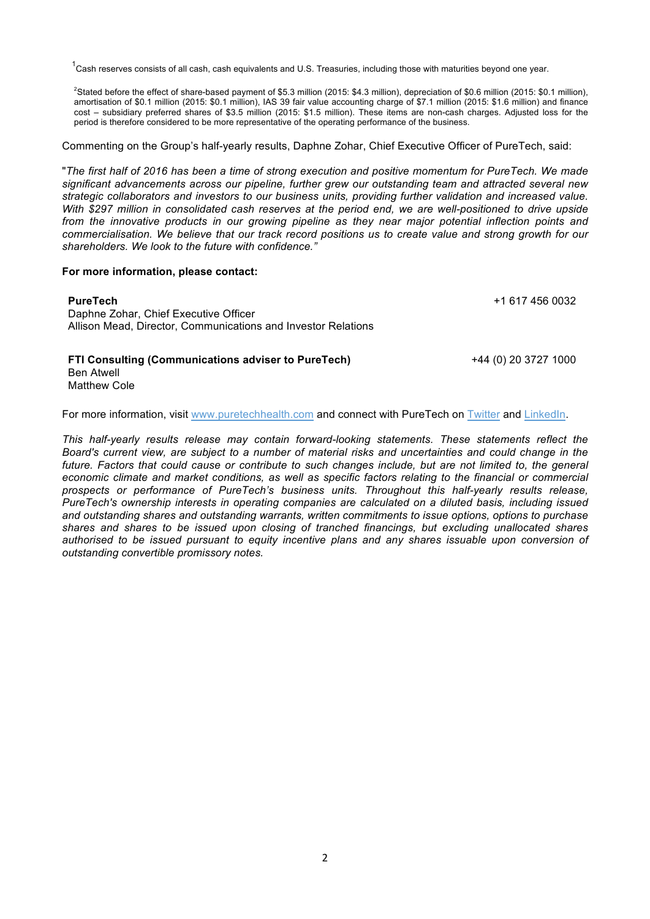[1]Cash reserves consists of all cash, cash equivalents and U.S. Treasuries, including those with maturities beyond one year.

[2]Stated before the effect of share-based payment of $5.3 million (2015: $4.3 million), depreciation of $0.6 million (2015: $0.1 million), amortisation of $0.1 million (2015: $0.1 million), IAS 39 fair value accounting charge of $7.1 million (2015: $1.6 million) and finance cost – subsidiary preferred shares of $3.5 million (2015: $1.5 million). These items are non-cash charges. Adjusted loss for the period is therefore considered to be more representative of the operating performance of the business.

Commenting on the Group's half-yearly results, Daphne Zohar, Chief Executive Officer of PureTech, said:

"*The first half of 2016 has been a time of strong execution and positive momentum for PureTech. We made significant advancements across our pipeline, further grew our outstanding team and attracted several new strategic collaborators and investors to our business units, providing further validation and increased value. With $297 million in consolidated cash reserves at the period end, we are well-positioned to drive upside from the innovative products in our growing pipeline as they near major potential inflection points and commercialisation. We believe that our track record positions us to create value and strong growth for our shareholders. We look to the future with confidence."*

**For more information, please contact:**

**PureTech** +1 617 456 0032
Daphne Zohar, Chief Executive Officer
Allison Mead, Director, Communications and Investor Relations

**FTI Consulting (Communications adviser to PureTech)** +44 (0) 20 3727 1000
Ben Atwell
Matthew Cole

For more information, visit www.puretechhealth.com and connect with PureTech on Twitter and LinkedIn.

*This half-yearly results release may contain forward-looking statements. These statements reflect the Board's current view, are subject to a number of material risks and uncertainties and could change in the future. Factors that could cause or contribute to such changes include, but are not limited to, the general economic climate and market conditions, as well as specific factors relating to the financial or commercial prospects or performance of PureTech's business units. Throughout this half-yearly results release, PureTech's ownership interests in operating companies are calculated on a diluted basis, including issued and outstanding shares and outstanding warrants, written commitments to issue options, options to purchase shares and shares to be issued upon closing of tranched financings, but excluding unallocated shares authorised to be issued pursuant to equity incentive plans and any shares issuable upon conversion of outstanding convertible promissory notes.*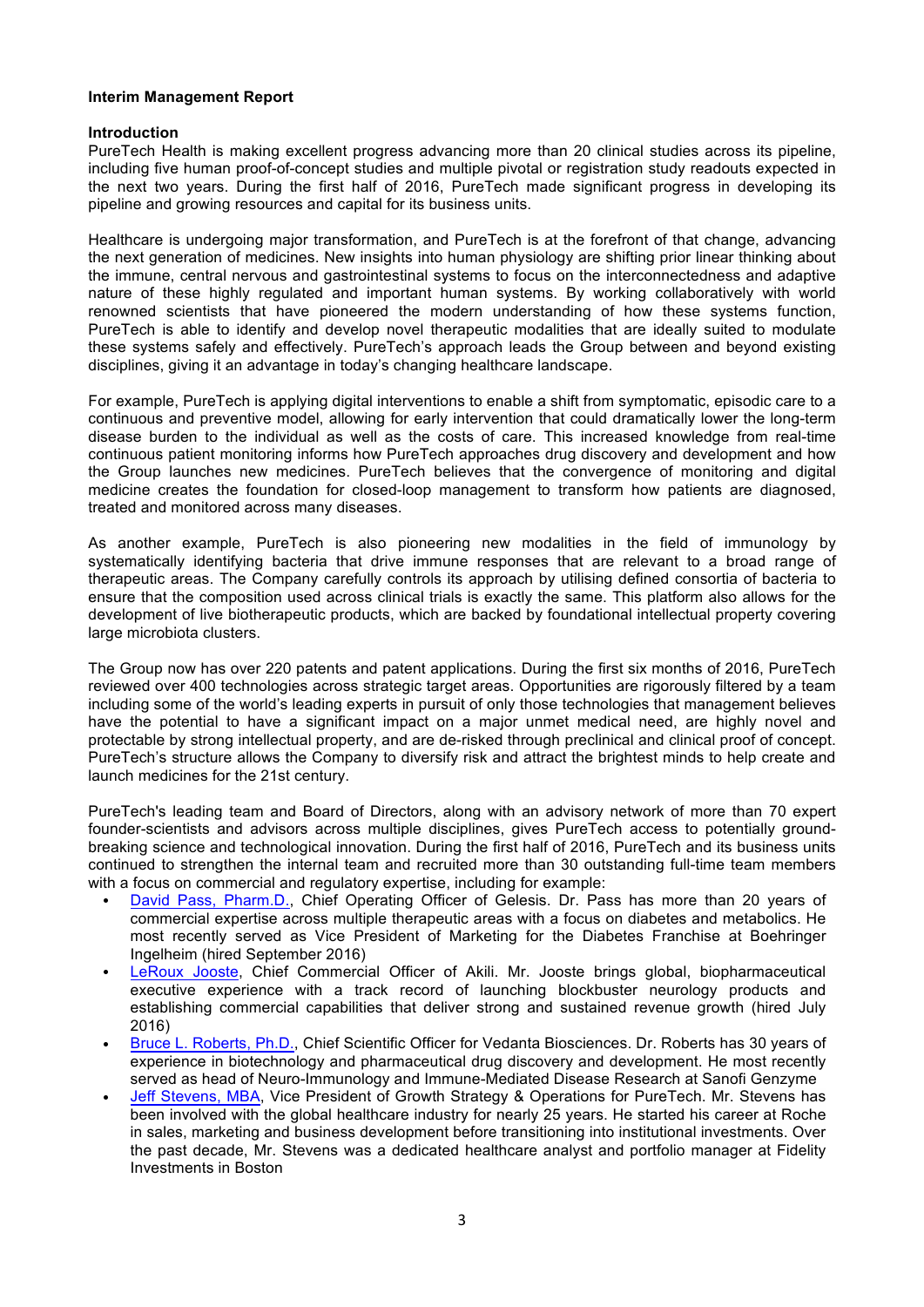**Interim Management Report**

**Introduction**

PureTech Health is making excellent progress advancing more than 20 clinical studies across its pipeline, including five human proof-of-concept studies and multiple pivotal or registration study readouts expected in the next two years. During the first half of 2016, PureTech made significant progress in developing its pipeline and growing resources and capital for its business units.

Healthcare is undergoing major transformation, and PureTech is at the forefront of that change, advancing the next generation of medicines. New insights into human physiology are shifting prior linear thinking about the immune, central nervous and gastrointestinal systems to focus on the interconnectedness and adaptive nature of these highly regulated and important human systems. By working collaboratively with world renowned scientists that have pioneered the modern understanding of how these systems function, PureTech is able to identify and develop novel therapeutic modalities that are ideally suited to modulate these systems safely and effectively. PureTech's approach leads the Group between and beyond existing disciplines, giving it an advantage in today's changing healthcare landscape.

For example, PureTech is applying digital interventions to enable a shift from symptomatic, episodic care to a continuous and preventive model, allowing for early intervention that could dramatically lower the long-term disease burden to the individual as well as the costs of care. This increased knowledge from real-time continuous patient monitoring informs how PureTech approaches drug discovery and development and how the Group launches new medicines. PureTech believes that the convergence of monitoring and digital medicine creates the foundation for closed-loop management to transform how patients are diagnosed, treated and monitored across many diseases.

As another example, PureTech is also pioneering new modalities in the field of immunology by systematically identifying bacteria that drive immune responses that are relevant to a broad range of therapeutic areas. The Company carefully controls its approach by utilising defined consortia of bacteria to ensure that the composition used across clinical trials is exactly the same. This platform also allows for the development of live biotherapeutic products, which are backed by foundational intellectual property covering large microbiota clusters.

The Group now has over 220 patents and patent applications. During the first six months of 2016, PureTech reviewed over 400 technologies across strategic target areas. Opportunities are rigorously filtered by a team including some of the world's leading experts in pursuit of only those technologies that management believes have the potential to have a significant impact on a major unmet medical need, are highly novel and protectable by strong intellectual property, and are de-risked through preclinical and clinical proof of concept. PureTech's structure allows the Company to diversify risk and attract the brightest minds to help create and launch medicines for the 21st century.

PureTech's leading team and Board of Directors, along with an advisory network of more than 70 expert founder-scientists and advisors across multiple disciplines, gives PureTech access to potentially ground-breaking science and technological innovation. During the first half of 2016, PureTech and its business units continued to strengthen the internal team and recruited more than 30 outstanding full-time team members with a focus on commercial and regulatory expertise, including for example:

- David Pass, Pharm.D., Chief Operating Officer of Gelesis. Dr. Pass has more than 20 years of commercial expertise across multiple therapeutic areas with a focus on diabetes and metabolics. He most recently served as Vice President of Marketing for the Diabetes Franchise at Boehringer Ingelheim (hired September 2016)
- LeRoux Jooste, Chief Commercial Officer of Akili. Mr. Jooste brings global, biopharmaceutical executive experience with a track record of launching blockbuster neurology products and establishing commercial capabilities that deliver strong and sustained revenue growth (hired July 2016)
- Bruce L. Roberts, Ph.D., Chief Scientific Officer for Vedanta Biosciences. Dr. Roberts has 30 years of experience in biotechnology and pharmaceutical drug discovery and development. He most recently served as head of Neuro-Immunology and Immune-Mediated Disease Research at Sanofi Genzyme
- Jeff Stevens, MBA, Vice President of Growth Strategy & Operations for PureTech. Mr. Stevens has been involved with the global healthcare industry for nearly 25 years. He started his career at Roche in sales, marketing and business development before transitioning into institutional investments. Over the past decade, Mr. Stevens was a dedicated healthcare analyst and portfolio manager at Fidelity Investments in Boston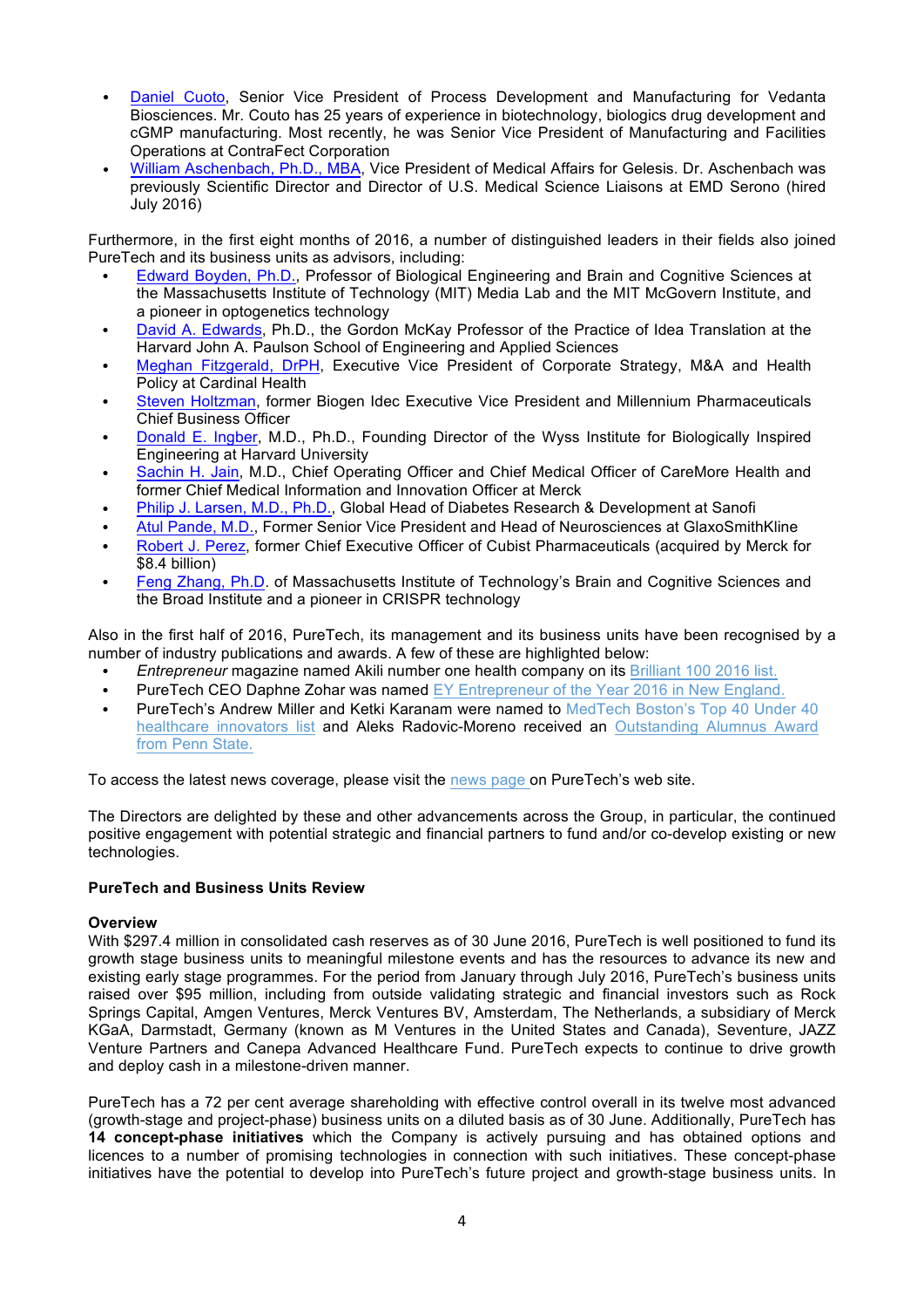- Daniel Cuoto, Senior Vice President of Process Development and Manufacturing for Vedanta Biosciences. Mr. Couto has 25 years of experience in biotechnology, biologics drug development and cGMP manufacturing. Most recently, he was Senior Vice President of Manufacturing and Facilities Operations at ContraFect Corporation
- William Aschenbach, Ph.D., MBA, Vice President of Medical Affairs for Gelesis. Dr. Aschenbach was previously Scientific Director and Director of U.S. Medical Science Liaisons at EMD Serono (hired July 2016)

Furthermore, in the first eight months of 2016, a number of distinguished leaders in their fields also joined PureTech and its business units as advisors, including:

- Edward Boyden, Ph.D., Professor of Biological Engineering and Brain and Cognitive Sciences at the Massachusetts Institute of Technology (MIT) Media Lab and the MIT McGovern Institute, and a pioneer in optogenetics technology
- David A. Edwards, Ph.D., the Gordon McKay Professor of the Practice of Idea Translation at the Harvard John A. Paulson School of Engineering and Applied Sciences
- Meghan Fitzgerald, DrPH, Executive Vice President of Corporate Strategy, M&A and Health Policy at Cardinal Health
- Steven Holtzman, former Biogen Idec Executive Vice President and Millennium Pharmaceuticals Chief Business Officer
- Donald E. Ingber, M.D., Ph.D., Founding Director of the Wyss Institute for Biologically Inspired Engineering at Harvard University
- Sachin H. Jain, M.D., Chief Operating Officer and Chief Medical Officer of CareMore Health and former Chief Medical Information and Innovation Officer at Merck
- Philip J. Larsen, M.D., Ph.D., Global Head of Diabetes Research & Development at Sanofi
- Atul Pande, M.D., Former Senior Vice President and Head of Neurosciences at GlaxoSmithKline
- Robert J. Perez, former Chief Executive Officer of Cubist Pharmaceuticals (acquired by Merck for $8.4 billion)
- Feng Zhang, Ph.D. of Massachusetts Institute of Technology's Brain and Cognitive Sciences and the Broad Institute and a pioneer in CRISPR technology

Also in the first half of 2016, PureTech, its management and its business units have been recognised by a number of industry publications and awards. A few of these are highlighted below:

- *Entrepreneur* magazine named Akili number one health company on its Brilliant 100 2016 list.
- PureTech CEO Daphne Zohar was named EY Entrepreneur of the Year 2016 in New England.
- PureTech's Andrew Miller and Ketki Karanam were named to MedTech Boston's Top 40 Under 40 healthcare innovators list and Aleks Radovic-Moreno received an Outstanding Alumnus Award from Penn State.

To access the latest news coverage, please visit the news page on PureTech's web site.

The Directors are delighted by these and other advancements across the Group, in particular, the continued positive engagement with potential strategic and financial partners to fund and/or co-develop existing or new technologies.

**PureTech and Business Units Review**

**Overview**

With $297.4 million in consolidated cash reserves as of 30 June 2016, PureTech is well positioned to fund its growth stage business units to meaningful milestone events and has the resources to advance its new and existing early stage programmes. For the period from January through July 2016, PureTech's business units raised over $95 million, including from outside validating strategic and financial investors such as Rock Springs Capital, Amgen Ventures, Merck Ventures BV, Amsterdam, The Netherlands, a subsidiary of Merck KGaA, Darmstadt, Germany (known as M Ventures in the United States and Canada), Seventure, JAZZ Venture Partners and Canepa Advanced Healthcare Fund. PureTech expects to continue to drive growth and deploy cash in a milestone-driven manner.

PureTech has a 72 per cent average shareholding with effective control overall in its twelve most advanced (growth-stage and project-phase) business units on a diluted basis as of 30 June. Additionally, PureTech has **14 concept-phase initiatives** which the Company is actively pursuing and has obtained options and licences to a number of promising technologies in connection with such initiatives. These concept-phase initiatives have the potential to develop into PureTech's future project and growth-stage business units. In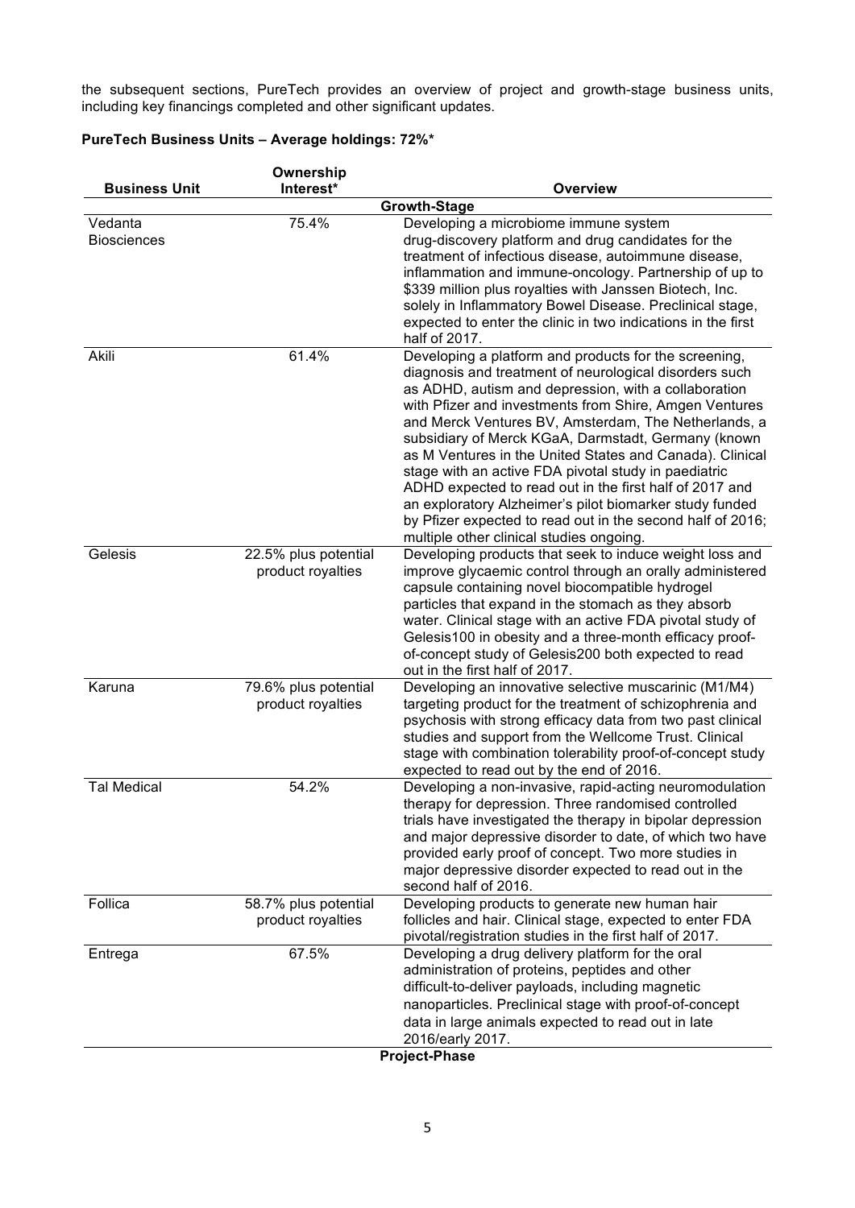the subsequent sections, PureTech provides an overview of project and growth-stage business units, including key financings completed and other significant updates.

**PureTech Business Units – Average holdings: 72%***

| Business Unit | Ownership Interest* | Overview |
|---|---|---|
| **Growth-Stage** | | |
| Vedanta Biosciences | 75.4% | Developing a microbiome immune system drug-discovery platform and drug candidates for the treatment of infectious disease, autoimmune disease, inflammation and immune-oncology. Partnership of up to $339 million plus royalties with Janssen Biotech, Inc. solely in Inflammatory Bowel Disease. Preclinical stage, expected to enter the clinic in two indications in the first half of 2017. |
| Akili | 61.4% | Developing a platform and products for the screening, diagnosis and treatment of neurological disorders such as ADHD, autism and depression, with a collaboration with Pfizer and investments from Shire, Amgen Ventures and Merck Ventures BV, Amsterdam, The Netherlands, a subsidiary of Merck KGaA, Darmstadt, Germany (known as M Ventures in the United States and Canada). Clinical stage with an active FDA pivotal study in paediatric ADHD expected to read out in the first half of 2017 and an exploratory Alzheimer's pilot biomarker study funded by Pfizer expected to read out in the second half of 2016; multiple other clinical studies ongoing. |
| Gelesis | 22.5% plus potential product royalties | Developing products that seek to induce weight loss and improve glycaemic control through an orally administered capsule containing novel biocompatible hydrogel particles that expand in the stomach as they absorb water. Clinical stage with an active FDA pivotal study of Gelesis100 in obesity and a three-month efficacy proof-of-concept study of Gelesis200 both expected to read out in the first half of 2017. |
| Karuna | 79.6% plus potential product royalties | Developing an innovative selective muscarinic (M1/M4) targeting product for the treatment of schizophrenia and psychosis with strong efficacy data from two past clinical studies and support from the Wellcome Trust. Clinical stage with combination tolerability proof-of-concept study expected to read out by the end of 2016. |
| Tal Medical | 54.2% | Developing a non-invasive, rapid-acting neuromodulation therapy for depression. Three randomised controlled trials have investigated the therapy in bipolar depression and major depressive disorder to date, of which two have provided early proof of concept. Two more studies in major depressive disorder expected to read out in the second half of 2016. |
| Follica | 58.7% plus potential product royalties | Developing products to generate new human hair follicles and hair. Clinical stage, expected to enter FDA pivotal/registration studies in the first half of 2017. |
| Entrega | 67.5% | Developing a drug delivery platform for the oral administration of proteins, peptides and other difficult-to-deliver payloads, including magnetic nanoparticles. Preclinical stage with proof-of-concept data in large animals expected to read out in late 2016/early 2017. |
| **Project-Phase** | | |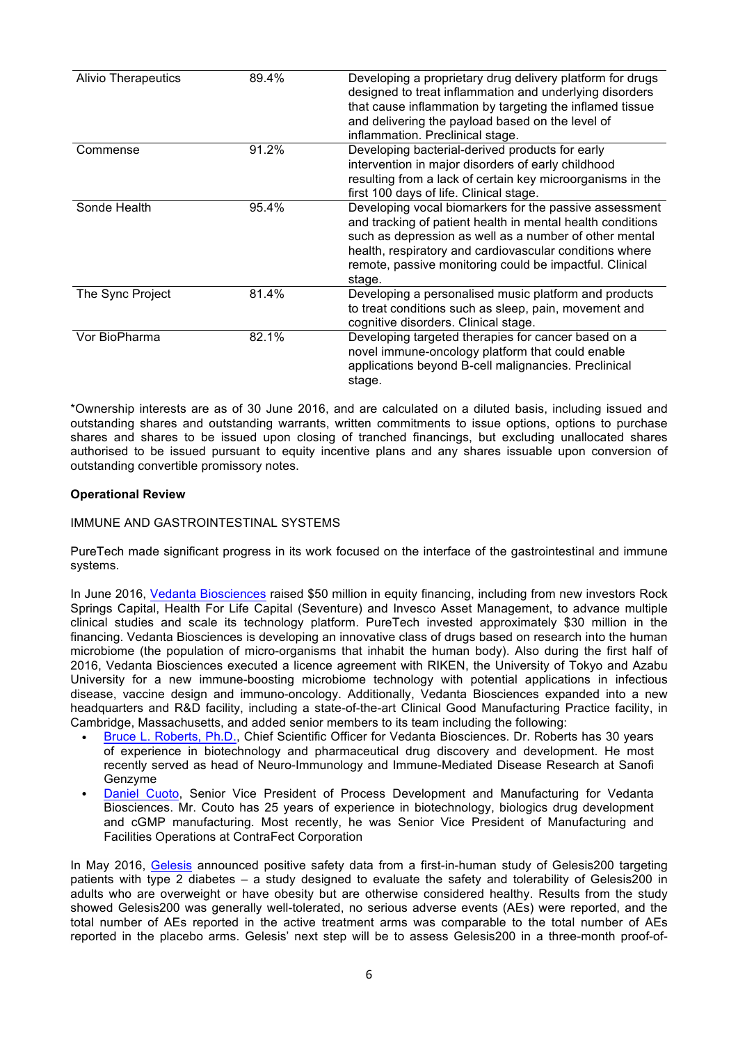| | | |
|---|---|---|
| Alivio Therapeutics | 89.4% | Developing a proprietary drug delivery platform for drugs designed to treat inflammation and underlying disorders that cause inflammation by targeting the inflamed tissue and delivering the payload based on the level of inflammation. Preclinical stage. |
| Commense | 91.2% | Developing bacterial-derived products for early intervention in major disorders of early childhood resulting from a lack of certain key microorganisms in the first 100 days of life. Clinical stage. |
| Sonde Health | 95.4% | Developing vocal biomarkers for the passive assessment and tracking of patient health in mental health conditions such as depression as well as a number of other mental health, respiratory and cardiovascular conditions where remote, passive monitoring could be impactful. Clinical stage. |
| The Sync Project | 81.4% | Developing a personalised music platform and products to treat conditions such as sleep, pain, movement and cognitive disorders. Clinical stage. |
| Vor BioPharma | 82.1% | Developing targeted therapies for cancer based on a novel immune-oncology platform that could enable applications beyond B-cell malignancies. Preclinical stage. |

*Ownership interests are as of 30 June 2016, and are calculated on a diluted basis, including issued and outstanding shares and outstanding warrants, written commitments to issue options, options to purchase shares and shares to be issued upon closing of tranched financings, but excluding unallocated shares authorised to be issued pursuant to equity incentive plans and any shares issuable upon conversion of outstanding convertible promissory notes.

**Operational Review**

IMMUNE AND GASTROINTESTINAL SYSTEMS

PureTech made significant progress in its work focused on the interface of the gastrointestinal and immune systems.

In June 2016, Vedanta Biosciences raised $50 million in equity financing, including from new investors Rock Springs Capital, Health For Life Capital (Seventure) and Invesco Asset Management, to advance multiple clinical studies and scale its technology platform. PureTech invested approximately $30 million in the financing. Vedanta Biosciences is developing an innovative class of drugs based on research into the human microbiome (the population of micro-organisms that inhabit the human body). Also during the first half of 2016, Vedanta Biosciences executed a licence agreement with RIKEN, the University of Tokyo and Azabu University for a new immune-boosting microbiome technology with potential applications in infectious disease, vaccine design and immuno-oncology. Additionally, Vedanta Biosciences expanded into a new headquarters and R&D facility, including a state-of-the-art Clinical Good Manufacturing Practice facility, in Cambridge, Massachusetts, and added senior members to its team including the following:

- Bruce L. Roberts, Ph.D., Chief Scientific Officer for Vedanta Biosciences. Dr. Roberts has 30 years of experience in biotechnology and pharmaceutical drug discovery and development. He most recently served as head of Neuro-Immunology and Immune-Mediated Disease Research at Sanofi Genzyme
- Daniel Cuoto, Senior Vice President of Process Development and Manufacturing for Vedanta Biosciences. Mr. Couto has 25 years of experience in biotechnology, biologics drug development and cGMP manufacturing. Most recently, he was Senior Vice President of Manufacturing and Facilities Operations at ContraFect Corporation

In May 2016, Gelesis announced positive safety data from a first-in-human study of Gelesis200 targeting patients with type 2 diabetes – a study designed to evaluate the safety and tolerability of Gelesis200 in adults who are overweight or have obesity but are otherwise considered healthy. Results from the study showed Gelesis200 was generally well-tolerated, no serious adverse events (AEs) were reported, and the total number of AEs reported in the active treatment arms was comparable to the total number of AEs reported in the placebo arms. Gelesis' next step will be to assess Gelesis200 in a three-month proof-of-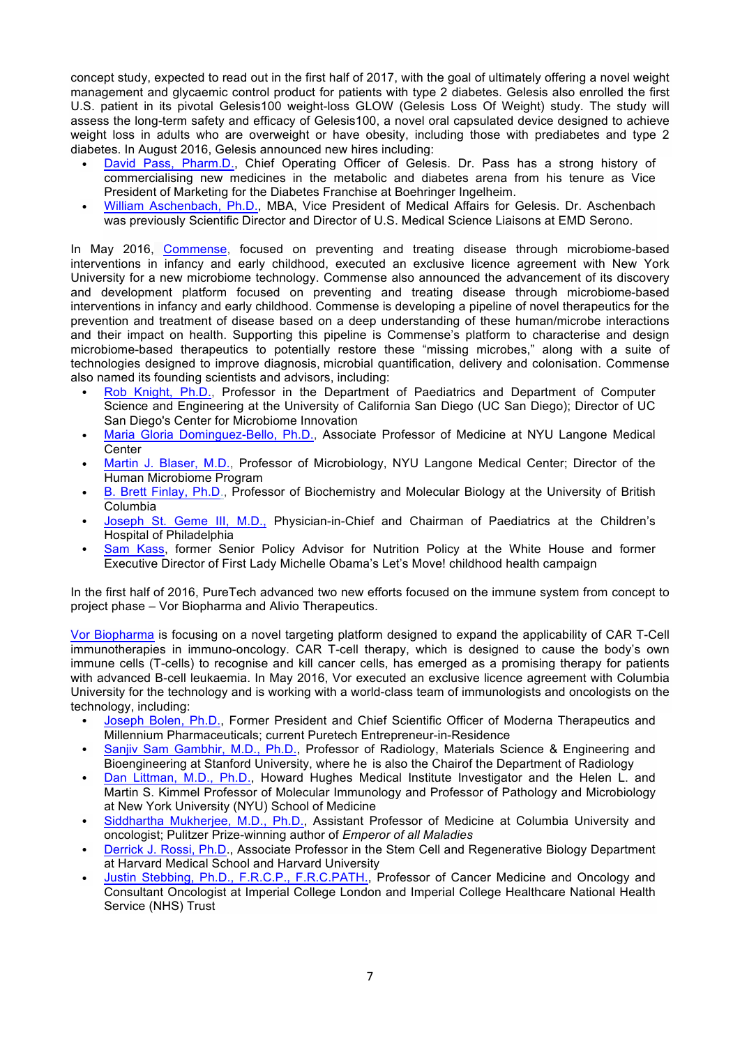concept study, expected to read out in the first half of 2017, with the goal of ultimately offering a novel weight management and glycaemic control product for patients with type 2 diabetes. Gelesis also enrolled the first U.S. patient in its pivotal Gelesis100 weight-loss GLOW (Gelesis Loss Of Weight) study. The study will assess the long-term safety and efficacy of Gelesis100, a novel oral capsulated device designed to achieve weight loss in adults who are overweight or have obesity, including those with prediabetes and type 2 diabetes. In August 2016, Gelesis announced new hires including:

- David Pass, Pharm.D., Chief Operating Officer of Gelesis. Dr. Pass has a strong history of commercialising new medicines in the metabolic and diabetes arena from his tenure as Vice President of Marketing for the Diabetes Franchise at Boehringer Ingelheim.
- William Aschenbach, Ph.D., MBA, Vice President of Medical Affairs for Gelesis. Dr. Aschenbach was previously Scientific Director and Director of U.S. Medical Science Liaisons at EMD Serono.

In May 2016, Commense, focused on preventing and treating disease through microbiome-based interventions in infancy and early childhood, executed an exclusive licence agreement with New York University for a new microbiome technology. Commense also announced the advancement of its discovery and development platform focused on preventing and treating disease through microbiome-based interventions in infancy and early childhood. Commense is developing a pipeline of novel therapeutics for the prevention and treatment of disease based on a deep understanding of these human/microbe interactions and their impact on health. Supporting this pipeline is Commense's platform to characterise and design microbiome-based therapeutics to potentially restore these "missing microbes," along with a suite of technologies designed to improve diagnosis, microbial quantification, delivery and colonisation. Commense also named its founding scientists and advisors, including:

- Rob Knight, Ph.D., Professor in the Department of Paediatrics and Department of Computer Science and Engineering at the University of California San Diego (UC San Diego); Director of UC San Diego's Center for Microbiome Innovation
- Maria Gloria Dominguez-Bello, Ph.D., Associate Professor of Medicine at NYU Langone Medical Center
- Martin J. Blaser, M.D., Professor of Microbiology, NYU Langone Medical Center; Director of the Human Microbiome Program
- B. Brett Finlay, Ph.D., Professor of Biochemistry and Molecular Biology at the University of British Columbia
- Joseph St. Geme III, M.D., Physician-in-Chief and Chairman of Paediatrics at the Children's Hospital of Philadelphia
- Sam Kass, former Senior Policy Advisor for Nutrition Policy at the White House and former Executive Director of First Lady Michelle Obama's Let's Move! childhood health campaign

In the first half of 2016, PureTech advanced two new efforts focused on the immune system from concept to project phase – Vor Biopharma and Alivio Therapeutics.

Vor Biopharma is focusing on a novel targeting platform designed to expand the applicability of CAR T-Cell immunotherapies in immuno-oncology. CAR T-cell therapy, which is designed to cause the body's own immune cells (T-cells) to recognise and kill cancer cells, has emerged as a promising therapy for patients with advanced B-cell leukaemia. In May 2016, Vor executed an exclusive licence agreement with Columbia University for the technology and is working with a world-class team of immunologists and oncologists on the technology, including:

- Joseph Bolen, Ph.D., Former President and Chief Scientific Officer of Moderna Therapeutics and Millennium Pharmaceuticals; current Puretech Entrepreneur-in-Residence
- Sanjiv Sam Gambhir, M.D., Ph.D., Professor of Radiology, Materials Science & Engineering and Bioengineering at Stanford University, where he is also the Chairof the Department of Radiology
- Dan Littman, M.D., Ph.D., Howard Hughes Medical Institute Investigator and the Helen L. and Martin S. Kimmel Professor of Molecular Immunology and Professor of Pathology and Microbiology at New York University (NYU) School of Medicine
- Siddhartha Mukherjee, M.D., Ph.D., Assistant Professor of Medicine at Columbia University and oncologist; Pulitzer Prize-winning author of *Emperor of all Maladies*
- Derrick J. Rossi, Ph.D., Associate Professor in the Stem Cell and Regenerative Biology Department at Harvard Medical School and Harvard University
- Justin Stebbing, Ph.D., F.R.C.P., F.R.C.PATH., Professor of Cancer Medicine and Oncology and Consultant Oncologist at Imperial College London and Imperial College Healthcare National Health Service (NHS) Trust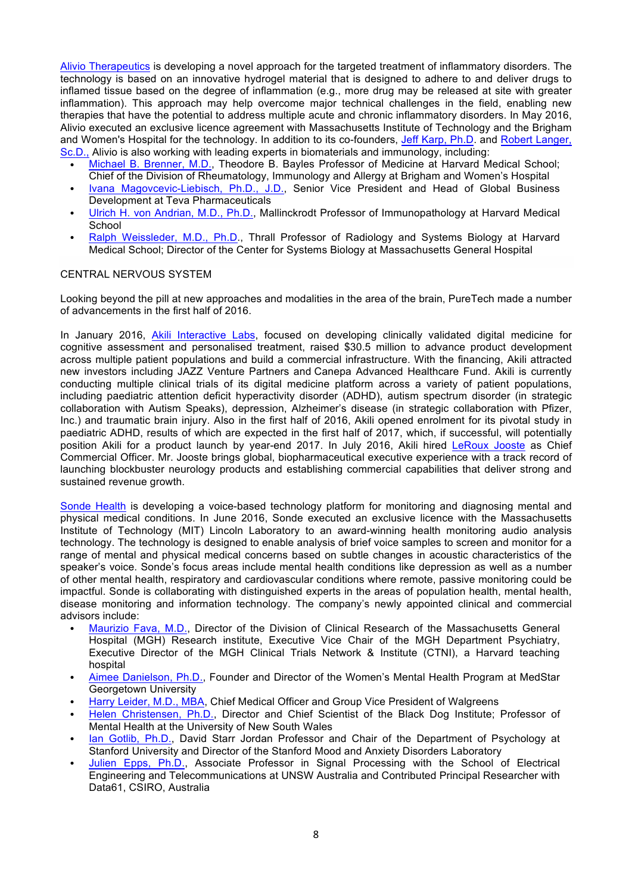Alivio Therapeutics is developing a novel approach for the targeted treatment of inflammatory disorders. The technology is based on an innovative hydrogel material that is designed to adhere to and deliver drugs to inflamed tissue based on the degree of inflammation (e.g., more drug may be released at site with greater inflammation). This approach may help overcome major technical challenges in the field, enabling new therapies that have the potential to address multiple acute and chronic inflammatory disorders. In May 2016, Alivio executed an exclusive licence agreement with Massachusetts Institute of Technology and the Brigham and Women's Hospital for the technology. In addition to its co-founders, Jeff Karp, Ph.D. and Robert Langer, Sc.D., Alivio is also working with leading experts in biomaterials and immunology, including:

- Michael B. Brenner, M.D., Theodore B. Bayles Professor of Medicine at Harvard Medical School; Chief of the Division of Rheumatology, Immunology and Allergy at Brigham and Women's Hospital
- Ivana Magovcevic-Liebisch, Ph.D., J.D., Senior Vice President and Head of Global Business Development at Teva Pharmaceuticals
- Ulrich H. von Andrian, M.D., Ph.D., Mallinckrodt Professor of Immunopathology at Harvard Medical School
- Ralph Weissleder, M.D., Ph.D., Thrall Professor of Radiology and Systems Biology at Harvard Medical School; Director of the Center for Systems Biology at Massachusetts General Hospital

CENTRAL NERVOUS SYSTEM

Looking beyond the pill at new approaches and modalities in the area of the brain, PureTech made a number of advancements in the first half of 2016.

In January 2016, Akili Interactive Labs, focused on developing clinically validated digital medicine for cognitive assessment and personalised treatment, raised $30.5 million to advance product development across multiple patient populations and build a commercial infrastructure. With the financing, Akili attracted new investors including JAZZ Venture Partners and Canepa Advanced Healthcare Fund. Akili is currently conducting multiple clinical trials of its digital medicine platform across a variety of patient populations, including paediatric attention deficit hyperactivity disorder (ADHD), autism spectrum disorder (in strategic collaboration with Autism Speaks), depression, Alzheimer's disease (in strategic collaboration with Pfizer, Inc.) and traumatic brain injury. Also in the first half of 2016, Akili opened enrolment for its pivotal study in paediatric ADHD, results of which are expected in the first half of 2017, which, if successful, will potentially position Akili for a product launch by year-end 2017. In July 2016, Akili hired LeRoux Jooste as Chief Commercial Officer. Mr. Jooste brings global, biopharmaceutical executive experience with a track record of launching blockbuster neurology products and establishing commercial capabilities that deliver strong and sustained revenue growth.

Sonde Health is developing a voice-based technology platform for monitoring and diagnosing mental and physical medical conditions. In June 2016, Sonde executed an exclusive licence with the Massachusetts Institute of Technology (MIT) Lincoln Laboratory to an award-winning health monitoring audio analysis technology. The technology is designed to enable analysis of brief voice samples to screen and monitor for a range of mental and physical medical concerns based on subtle changes in acoustic characteristics of the speaker's voice. Sonde's focus areas include mental health conditions like depression as well as a number of other mental health, respiratory and cardiovascular conditions where remote, passive monitoring could be impactful. Sonde is collaborating with distinguished experts in the areas of population health, mental health, disease monitoring and information technology. The company's newly appointed clinical and commercial advisors include:

- Maurizio Fava, M.D., Director of the Division of Clinical Research of the Massachusetts General Hospital (MGH) Research institute, Executive Vice Chair of the MGH Department Psychiatry, Executive Director of the MGH Clinical Trials Network & Institute (CTNI), a Harvard teaching hospital
- Aimee Danielson, Ph.D., Founder and Director of the Women's Mental Health Program at MedStar Georgetown University
- Harry Leider, M.D., MBA, Chief Medical Officer and Group Vice President of Walgreens
- Helen Christensen, Ph.D., Director and Chief Scientist of the Black Dog Institute; Professor of Mental Health at the University of New South Wales
- Ian Gotlib, Ph.D., David Starr Jordan Professor and Chair of the Department of Psychology at Stanford University and Director of the Stanford Mood and Anxiety Disorders Laboratory
- Julien Epps, Ph.D., Associate Professor in Signal Processing with the School of Electrical Engineering and Telecommunications at UNSW Australia and Contributed Principal Researcher with Data61, CSIRO, Australia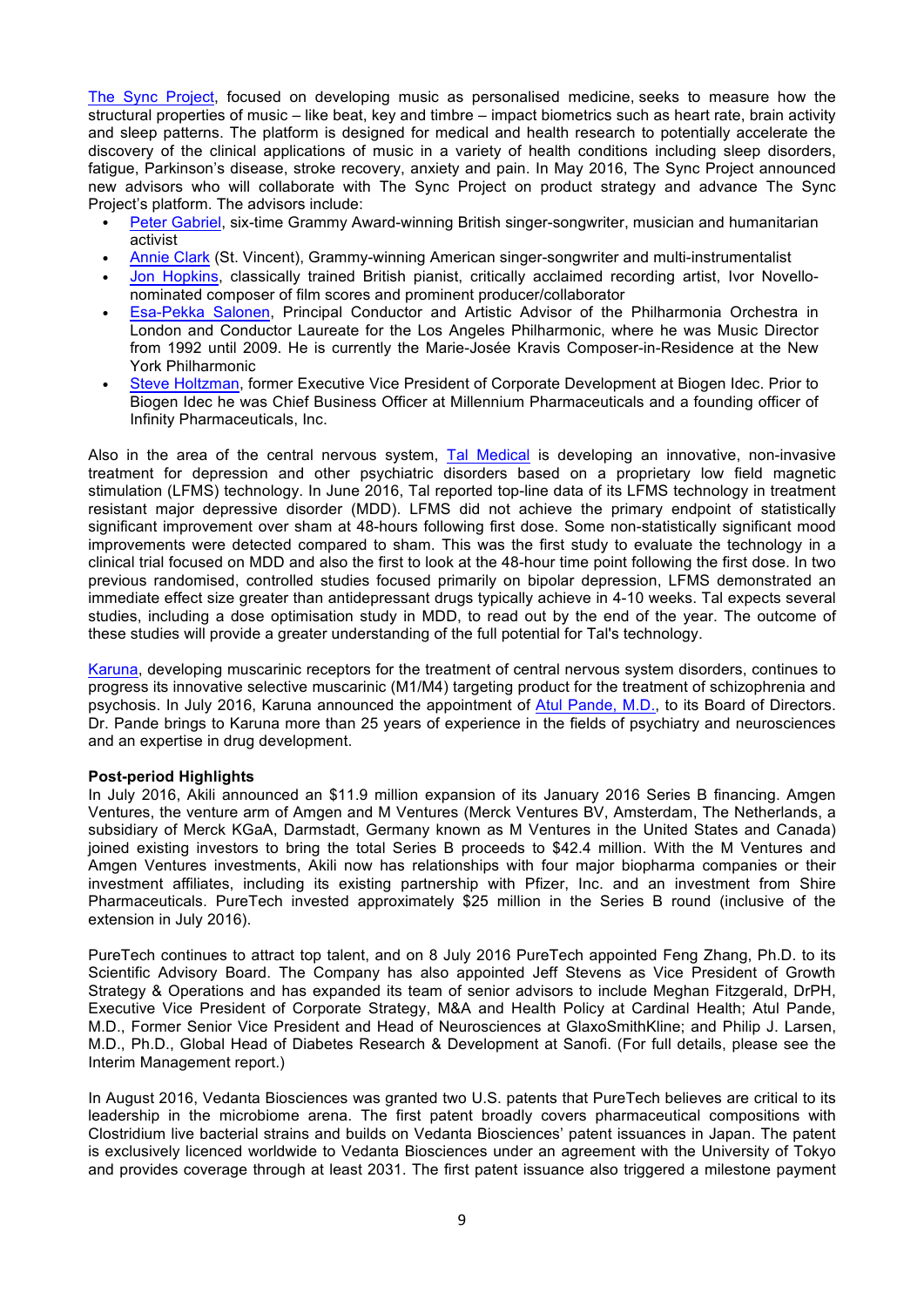[The Sync Project](), focused on developing music as personalised medicine, seeks to measure how the structural properties of music – like beat, key and timbre – impact biometrics such as heart rate, brain activity and sleep patterns. The platform is designed for medical and health research to potentially accelerate the discovery of the clinical applications of music in a variety of health conditions including sleep disorders, fatigue, Parkinson's disease, stroke recovery, anxiety and pain. In May 2016, The Sync Project announced new advisors who will collaborate with The Sync Project on product strategy and advance The Sync Project's platform. The advisors include:

- Peter Gabriel, six-time Grammy Award-winning British singer-songwriter, musician and humanitarian activist
- Annie Clark (St. Vincent), Grammy-winning American singer-songwriter and multi-instrumentalist
- Jon Hopkins, classically trained British pianist, critically acclaimed recording artist, Ivor Novello-nominated composer of film scores and prominent producer/collaborator
- Esa-Pekka Salonen, Principal Conductor and Artistic Advisor of the Philharmonia Orchestra in London and Conductor Laureate for the Los Angeles Philharmonic, where he was Music Director from 1992 until 2009. He is currently the Marie-Josée Kravis Composer-in-Residence at the New York Philharmonic
- Steve Holtzman, former Executive Vice President of Corporate Development at Biogen Idec. Prior to Biogen Idec he was Chief Business Officer at Millennium Pharmaceuticals and a founding officer of Infinity Pharmaceuticals, Inc.

Also in the area of the central nervous system, Tal Medical is developing an innovative, non-invasive treatment for depression and other psychiatric disorders based on a proprietary low field magnetic stimulation (LFMS) technology. In June 2016, Tal reported top-line data of its LFMS technology in treatment resistant major depressive disorder (MDD). LFMS did not achieve the primary endpoint of statistically significant improvement over sham at 48-hours following first dose. Some non-statistically significant mood improvements were detected compared to sham. This was the first study to evaluate the technology in a clinical trial focused on MDD and also the first to look at the 48-hour time point following the first dose. In two previous randomised, controlled studies focused primarily on bipolar depression, LFMS demonstrated an immediate effect size greater than antidepressant drugs typically achieve in 4-10 weeks. Tal expects several studies, including a dose optimisation study in MDD, to read out by the end of the year. The outcome of these studies will provide a greater understanding of the full potential for Tal's technology.

Karuna, developing muscarinic receptors for the treatment of central nervous system disorders, continues to progress its innovative selective muscarinic (M1/M4) targeting product for the treatment of schizophrenia and psychosis. In July 2016, Karuna announced the appointment of Atul Pande, M.D., to its Board of Directors. Dr. Pande brings to Karuna more than 25 years of experience in the fields of psychiatry and neurosciences and an expertise in drug development.

**Post-period Highlights**

In July 2016, Akili announced an $11.9 million expansion of its January 2016 Series B financing. Amgen Ventures, the venture arm of Amgen and M Ventures (Merck Ventures BV, Amsterdam, The Netherlands, a subsidiary of Merck KGaA, Darmstadt, Germany known as M Ventures in the United States and Canada) joined existing investors to bring the total Series B proceeds to $42.4 million. With the M Ventures and Amgen Ventures investments, Akili now has relationships with four major biopharma companies or their investment affiliates, its existing partnership with Pfizer, Inc. and an investment from Shire Pharmaceuticals. PureTech invested approximately $25 million in the Series B round (inclusive of the extension in July 2016).

PureTech continues to attract top talent, and on 8 July 2016 PureTech appointed Feng Zhang, Ph.D. to its Scientific Advisory Board. The Company has also appointed Jeff Stevens as Vice President of Growth Strategy & Operations and has expanded its team of senior advisors to include Meghan Fitzgerald, DrPH, Executive Vice President of Corporate Strategy, M&A and Health Policy at Cardinal Health; Atul Pande, M.D., Former Senior Vice President and Head of Neurosciences at GlaxoSmithKline; and Philip J. Larsen, M.D., Ph.D., Global Head of Diabetes Research & Development at Sanofi. (For full details, please see the Interim Management report.)

In August 2016, Vedanta Biosciences was granted two U.S. patents that PureTech believes are critical to its leadership in the microbiome arena. The first patent broadly covers pharmaceutical compositions with Clostridium live bacterial strains and builds on Vedanta Biosciences' patent issuances in Japan. The patent is exclusively licenced worldwide to Vedanta Biosciences under an agreement with the University of Tokyo and provides coverage through at least 2031. The first patent issuance also triggered a milestone payment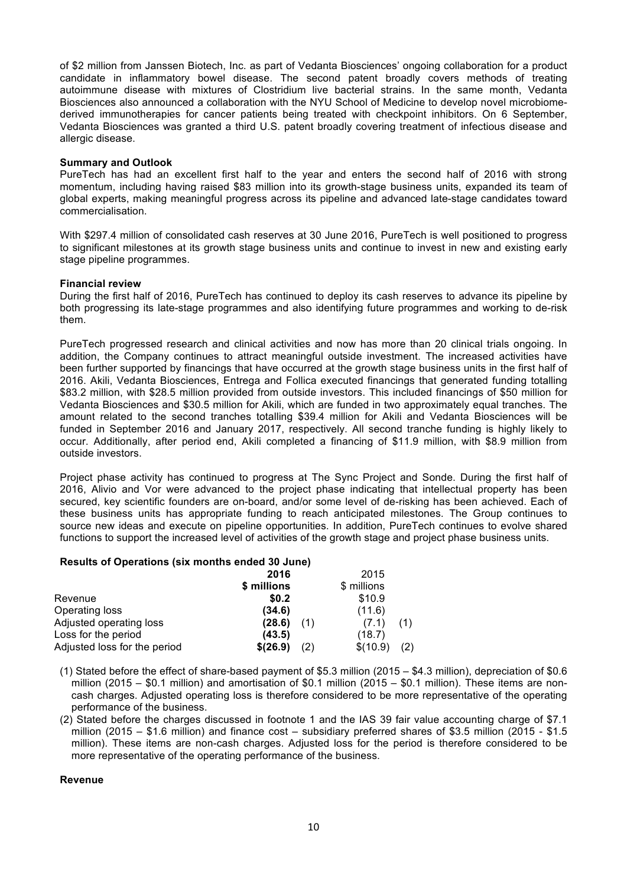of $2 million from Janssen Biotech, Inc. as part of Vedanta Biosciences' ongoing collaboration for a product candidate in inflammatory bowel disease. The second patent broadly covers methods of treating autoimmune disease with mixtures of Clostridium live bacterial strains. In the same month, Vedanta Biosciences also announced a collaboration with the NYU School of Medicine to develop novel microbiome-derived immunotherapies for cancer patients being treated with checkpoint inhibitors. On 6 September, Vedanta Biosciences was granted a third U.S. patent broadly covering treatment of infectious disease and allergic disease.

**Summary and Outlook**

PureTech has had an excellent first half to the year and enters the second half of 2016 with strong momentum, including having raised $83 million into its growth-stage business units, expanded its team of global experts, making meaningful progress across its pipeline and advanced late-stage candidates toward commercialisation.

With $297.4 million of consolidated cash reserves at 30 June 2016, PureTech is well positioned to progress to significant milestones at its growth stage business units and continue to invest in new and existing early stage pipeline programmes.

**Financial review**

During the first half of 2016, PureTech has continued to deploy its cash reserves to advance its pipeline by both progressing its late-stage programmes and also identifying future programmes and working to de-risk them.

PureTech progressed research and clinical activities and now has more than 20 clinical trials ongoing. In addition, the Company continues to attract meaningful outside investment. The increased activities have been further supported by financings that have occurred at the growth stage business units in the first half of 2016. Akili, Vedanta Biosciences, Entrega and Follica executed financings that generated funding totalling $83.2 million, with $28.5 million provided from outside investors. This included financings of $50 million for Vedanta Biosciences and $30.5 million for Akili, which are funded in two approximately equal tranches. The amount related to the second tranches totalling $39.4 million for Akili and Vedanta Biosciences will be funded in September 2016 and January 2017, respectively. All second tranche funding is highly likely to occur. Additionally, after period end, Akili completed a financing of $11.9 million, with $8.9 million from outside investors.

Project phase activity has continued to progress at The Sync Project and Sonde. During the first half of 2016, Alivio and Vor were advanced to the project phase indicating that intellectual property has been secured, key scientific founders are on-board, and/or some level of de-risking has been achieved. Each of these business units has appropriate funding to reach anticipated milestones. The Group continues to source new ideas and execute on pipeline opportunities. In addition, PureTech continues to evolve shared functions to support the increased level of activities of the growth stage and project phase business units.

**Results of Operations (six months ended 30 June)**

| | **2016** | | 2015 | |
|---|---|---|---|---|
| | **\$ millions** | | \$ millions | |
| Revenue | **\$0.2** | | \$10.9 | |
| Operating loss | **(34.6)** | | (11.6) | |
| Adjusted operating loss | **(28.6)** | (1) | (7.1) | (1) |
| Loss for the period | **(43.5)** | | (18.7) | |
| Adjusted loss for the period | **\$(26.9)** | (2) | \$(10.9) | (2) |

(1) Stated before the effect of share-based payment of $5.3 million (2015 – $4.3 million), depreciation of $0.6 million (2015 – $0.1 million) and amortisation of $0.1 million (2015 – $0.1 million). These items are non-cash charges. Adjusted operating loss is therefore considered to be more representative of the operating performance of the business.

(2) Stated before the charges discussed in footnote 1 and the IAS 39 fair value accounting charge of $7.1 million (2015 – $1.6 million) and finance cost – subsidiary preferred shares of $3.5 million (2015 - $1.5 million). These items are non-cash charges. Adjusted loss for the period is therefore considered to be more representative of the operating performance of the business.

**Revenue**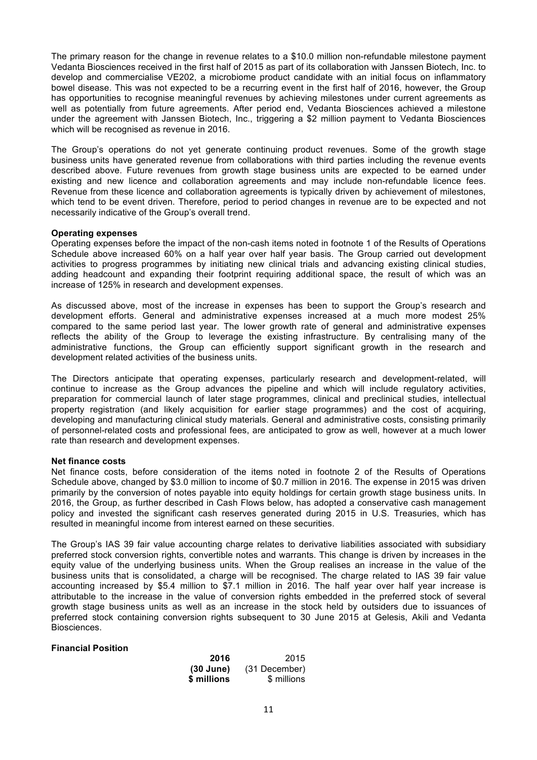The primary reason for the change in revenue relates to a $10.0 million non-refundable milestone payment Vedanta Biosciences received in the first half of 2015 as part of its collaboration with Janssen Biotech, Inc. to develop and commercialise VE202, a microbiome product candidate with an initial focus on inflammatory bowel disease. This was not expected to be a recurring event in the first half of 2016, however, the Group has opportunities to recognise meaningful revenues by achieving milestones under current agreements as well as potentially from future agreements. After period end, Vedanta Biosciences achieved a milestone under the agreement with Janssen Biotech, Inc., triggering a $2 million payment to Vedanta Biosciences which will be recognised as revenue in 2016.

The Group's operations do not yet generate continuing product revenues. Some of the growth stage business units have generated revenue from collaborations with third parties including the revenue events described above. Future revenues from growth stage business units are expected to be earned under existing and new licence and collaboration agreements and may include non-refundable licence fees. Revenue from these licence and collaboration agreements is typically driven by achievement of milestones, which tend to be event driven. Therefore, period to period changes in revenue are to be expected and not necessarily indicative of the Group's overall trend.

**Operating expenses**

Operating expenses before the impact of the non-cash items noted in footnote 1 of the Results of Operations Schedule above increased 60% on a half year over half year basis. The Group carried out development activities to progress programmes by initiating new clinical trials and advancing existing clinical studies, adding headcount and expanding their footprint requiring additional space, the result of which was an increase of 125% in research and development expenses.

As discussed above, most of the increase in expenses has been to support the Group's research and development efforts. General and administrative expenses increased at a much more modest 25% compared to the same period last year. The lower growth rate of general and administrative expenses reflects the ability of the Group to leverage the existing infrastructure. By centralising many of the administrative functions, the Group can efficiently support significant growth in the research and development related activities of the business units.

The Directors anticipate that operating expenses, particularly research and development-related, will continue to increase as the Group advances the pipeline and which will include regulatory activities, preparation for commercial launch of later stage programmes, clinical and preclinical studies, intellectual property registration (and likely acquisition for earlier stage programmes) and the cost of acquiring, developing and manufacturing clinical study materials. General and administrative costs, consisting primarily of personnel-related costs and professional fees, are anticipated to grow as well, however at a much lower rate than research and development expenses.

**Net finance costs**

Net finance costs, before consideration of the items noted in footnote 2 of the Results of Operations Schedule above, changed by $3.0 million to income of $0.7 million in 2016. The expense in 2015 was driven primarily by the conversion of notes payable into equity holdings for certain growth stage business units. In 2016, the Group, as further described in Cash Flows below, has adopted a conservative cash management policy and invested the significant cash reserves generated during 2015 in U.S. Treasuries, which has resulted in meaningful income from interest earned on these securities.

The Group's IAS 39 fair value accounting charge relates to derivative liabilities associated with subsidiary preferred stock conversion rights, convertible notes and warrants. This change is driven by increases in the equity value of the underlying business units. When the Group realises an increase in the value of the business units that is consolidated, a charge will be recognised. The charge related to IAS 39 fair value accounting increased by $5.4 million to $7.1 million in 2016. The half year over half year increase is attributable to the increase in the value of conversion rights embedded in the preferred stock of several growth stage business units as well as an increase in the stock held by outsiders due to issuances of preferred stock containing conversion rights subsequent to 30 June 2015 at Gelesis, Akili and Vedanta Biosciences.

**Financial Position**

| | **2016 (30 June) $ millions** | 2015 (31 December) $ millions |
|---|---|---|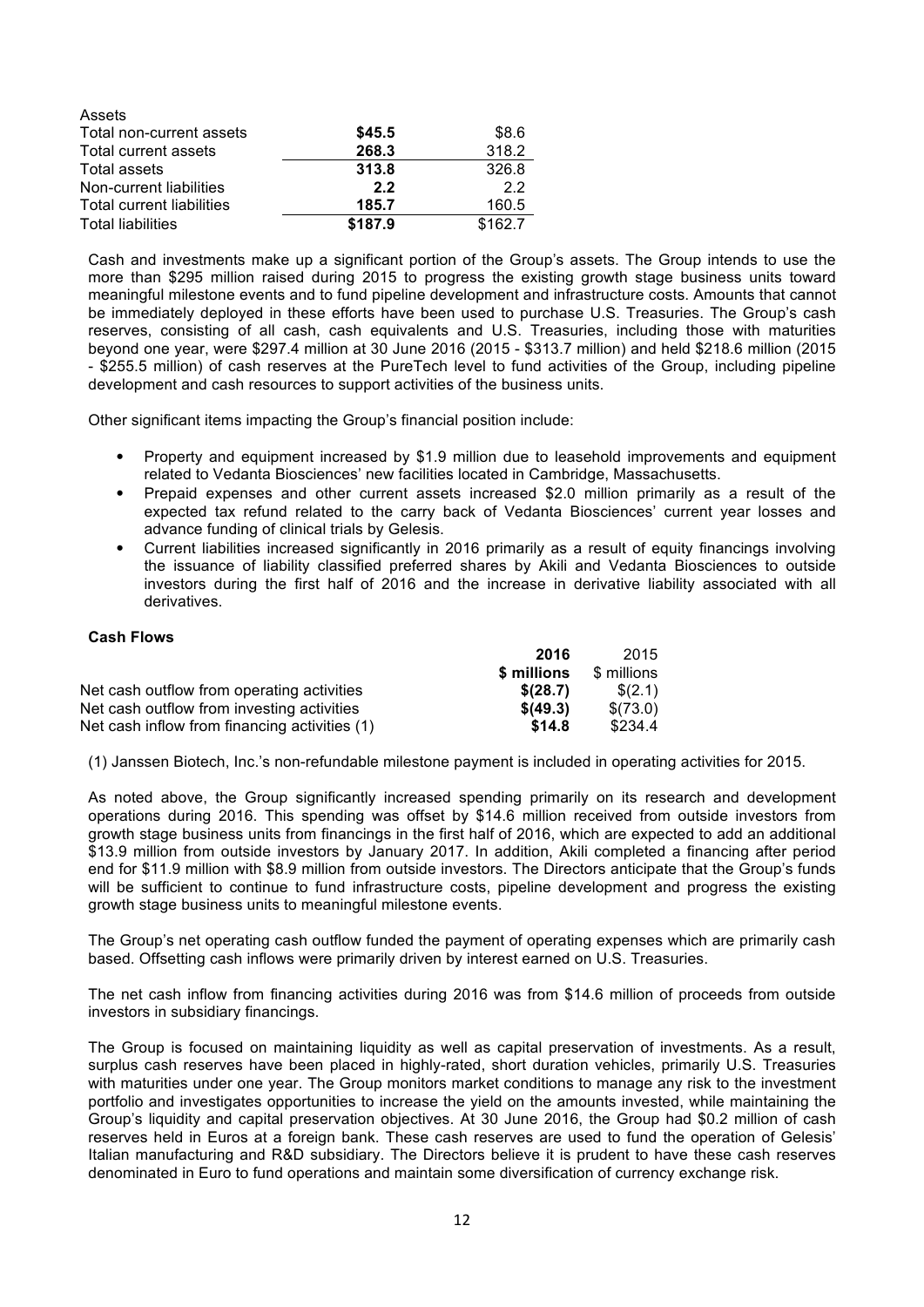| Assets | | |
|---|---|---|
| Total non-current assets | **$45.5** | $8.6 |
| Total current assets | **268.3** | 318.2 |
| Total assets | **313.8** | 326.8 |
| Non-current liabilities | **2.2** | 2.2 |
| Total current liabilities | **185.7** | 160.5 |
| Total liabilities | **$187.9** | $162.7 |

Cash and investments make up a significant portion of the Group's assets. The Group intends to use the more than $295 million raised during 2015 to progress the existing growth stage business units toward meaningful milestone events and to fund pipeline development and infrastructure costs. Amounts that cannot be immediately deployed in these efforts have been used to purchase U.S. Treasuries. The Group's cash reserves, consisting of all cash, cash equivalents and U.S. Treasuries, including those with maturities beyond one year, were $297.4 million at 30 June 2016 (2015 - $313.7 million) and held $218.6 million (2015 - $255.5 million) of cash reserves at the PureTech level to fund activities of the Group, including pipeline development and cash resources to support activities of the business units.

Other significant items impacting the Group's financial position include:

- Property and equipment increased by $1.9 million due to leasehold improvements and equipment related to Vedanta Biosciences' new facilities located in Cambridge, Massachusetts.
- Prepaid expenses and other current assets increased $2.0 million primarily as a result of the expected tax refund related to the carry back of Vedanta Biosciences' current year losses and advance funding of clinical trials by Gelesis.
- Current liabilities increased significantly in 2016 primarily as a result of equity financings involving the issuance of liability classified preferred shares by Akili and Vedanta Biosciences to outside investors during the first half of 2016 and the increase in derivative liability associated with all derivatives.

**Cash Flows**

| | **2016** | 2015 |
|---|---|---|
| | **$ millions** | $ millions |
| Net cash outflow from operating activities | **$(28.7)** | $(2.1) |
| Net cash outflow from investing activities | **$(49.3)** | $(73.0) |
| Net cash inflow from financing activities (1) | **$14.8** | $234.4 |

(1) Janssen Biotech, Inc.'s non-refundable milestone payment is included in operating activities for 2015.

As noted above, the Group significantly increased spending primarily on its research and development operations during 2016. This spending was offset by $14.6 million received from outside investors from growth stage business units from financings in the first half of 2016, which are expected to add an additional $13.9 million from outside investors by January 2017. In addition, Akili completed a financing after period end for $11.9 million with $8.9 million from outside investors. The Directors anticipate that the Group's funds will be sufficient to continue to fund infrastructure costs, pipeline development and progress the existing growth stage business units to meaningful milestone events.

The Group's net operating cash outflow funded the payment of operating expenses which are primarily cash based. Offsetting cash inflows were primarily driven by interest earned on U.S. Treasuries.

The net cash inflow from financing activities during 2016 was from $14.6 million of proceeds from outside investors in subsidiary financings.

The Group is focused on maintaining liquidity as well as capital preservation of investments. As a result, surplus cash reserves have been placed in highly-rated, short duration vehicles, primarily U.S. Treasuries with maturities under one year. The Group monitors market conditions to manage any risk to the investment portfolio and investigates opportunities to increase the yield on the amounts invested, while maintaining the Group's liquidity and capital preservation objectives. At 30 June 2016, the Group had $0.2 million of cash reserves held in Euros at a foreign bank. These cash reserves are used to fund the operation of Gelesis' Italian manufacturing and R&D subsidiary. The Directors believe it is prudent to have these cash reserves denominated in Euro to fund operations and maintain some diversification of currency exchange risk.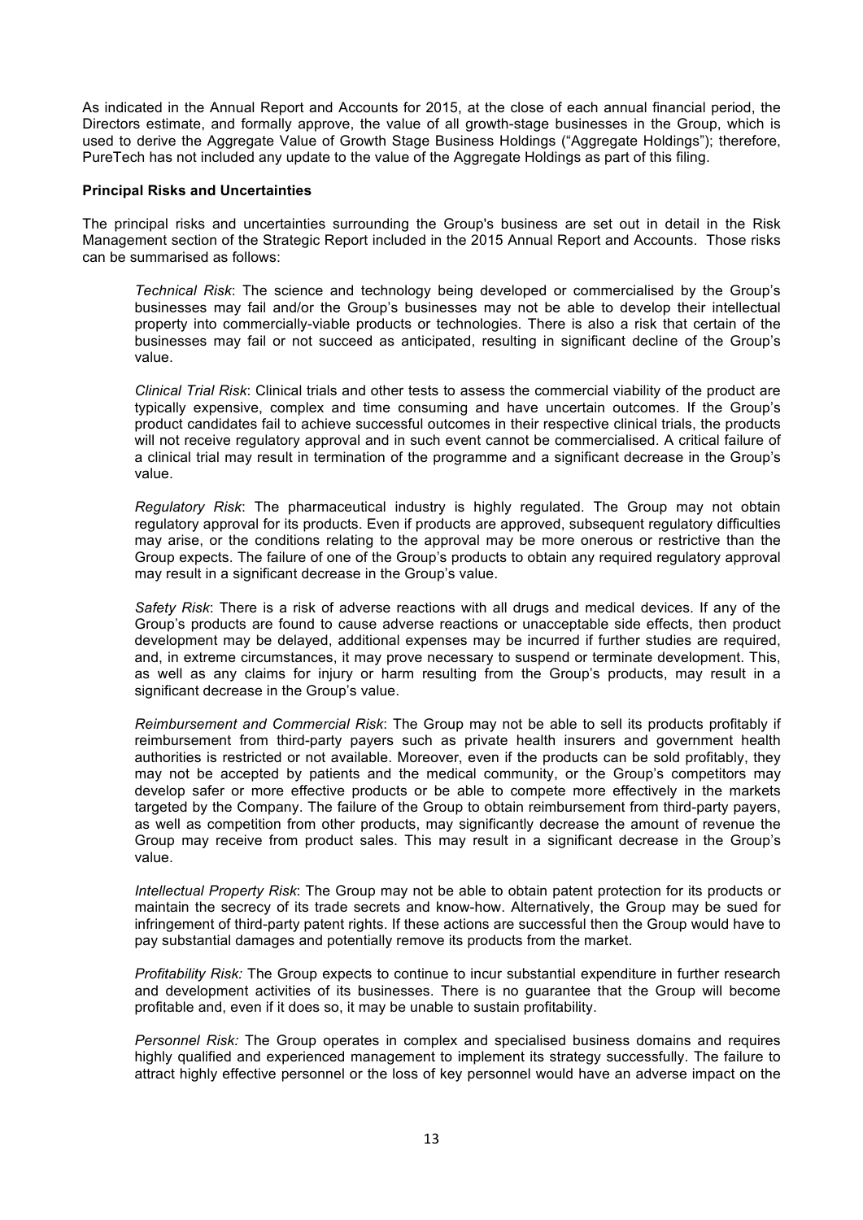As indicated in the Annual Report and Accounts for 2015, at the close of each annual financial period, the Directors estimate, and formally approve, the value of all growth-stage businesses in the Group, which is used to derive the Aggregate Value of Growth Stage Business Holdings ("Aggregate Holdings"); therefore, PureTech has not included any update to the value of the Aggregate Holdings as part of this filing.

**Principal Risks and Uncertainties**

The principal risks and uncertainties surrounding the Group's business are set out in detail in the Risk Management section of the Strategic Report included in the 2015 Annual Report and Accounts. Those risks can be summarised as follows:

*Technical Risk*: The science and technology being developed or commercialised by the Group's businesses may fail and/or the Group's businesses may not be able to develop their intellectual property into commercially-viable products or technologies. There is also a risk that certain of the businesses may fail or not succeed as anticipated, resulting in significant decline of the Group's value.

*Clinical Trial Risk*: Clinical trials and other tests to assess the commercial viability of the product are typically expensive, complex and time consuming and have uncertain outcomes. If the Group's product candidates fail to achieve successful outcomes in their respective clinical trials, the products will not receive regulatory approval and in such event cannot be commercialised. A critical failure of a clinical trial may result in termination of the programme and a significant decrease in the Group's value.

*Regulatory Risk*: The pharmaceutical industry is highly regulated. The Group may not obtain regulatory approval for its products. Even if products are approved, subsequent regulatory difficulties may arise, or the conditions relating to the approval may be more onerous or restrictive than the Group expects. The failure of one of the Group's products to obtain any required regulatory approval may result in a significant decrease in the Group's value.

*Safety Risk*: There is a risk of adverse reactions with all drugs and medical devices. If any of the Group's products are found to cause adverse reactions or unacceptable side effects, then product development may be delayed, additional expenses may be incurred if further studies are required, and, in extreme circumstances, it may prove necessary to suspend or terminate development. This, as well as any claims for injury or harm resulting from the Group's products, may result in a significant decrease in the Group's value.

*Reimbursement and Commercial Risk*: The Group may not be able to sell its products profitably if reimbursement from third-party payers such as private health insurers and government health authorities is restricted or not available. Moreover, even if the products can be sold profitably, they may not be accepted by patients and the medical community, or the Group's competitors may develop safer or more effective products or be able to compete more effectively in the markets targeted by the Company. The failure of the Group to obtain reimbursement from third-party payers, as well as competition from other products, may significantly decrease the amount of revenue the Group may receive from product sales. This may result in a significant decrease in the Group's value.

*Intellectual Property Risk*: The Group may not be able to obtain patent protection for its products or maintain the secrecy of its trade secrets and know-how. Alternatively, the Group may be sued for infringement of third-party patent rights. If these actions are successful then the Group would have to pay substantial damages and potentially remove its products from the market.

*Profitability Risk:* The Group expects to continue to incur substantial expenditure in further research and development activities of its businesses. There is no guarantee that the Group will become profitable and, even if it does so, it may be unable to sustain profitability.

*Personnel Risk:* The Group operates in complex and specialised business domains and requires highly qualified and experienced management to implement its strategy successfully. The failure to attract highly effective personnel or the loss of key personnel would have an adverse impact on the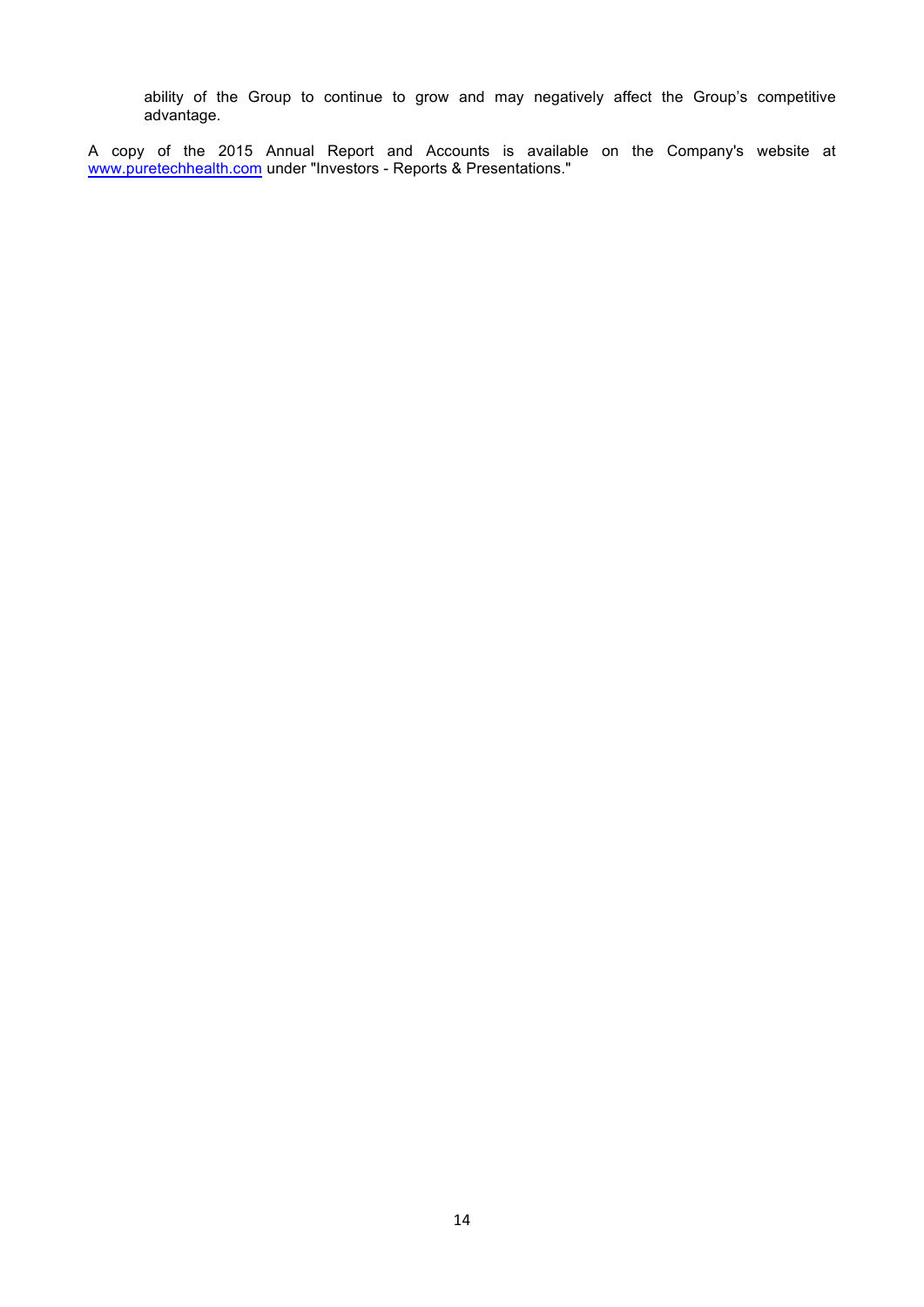ability of the Group to continue to grow and may negatively affect the Group's competitive advantage.

A copy of the 2015 Annual Report and Accounts is available on the Company's website at [www.puretechhealth.com](http://www.puretechhealth.com) under "Investors - Reports & Presentations."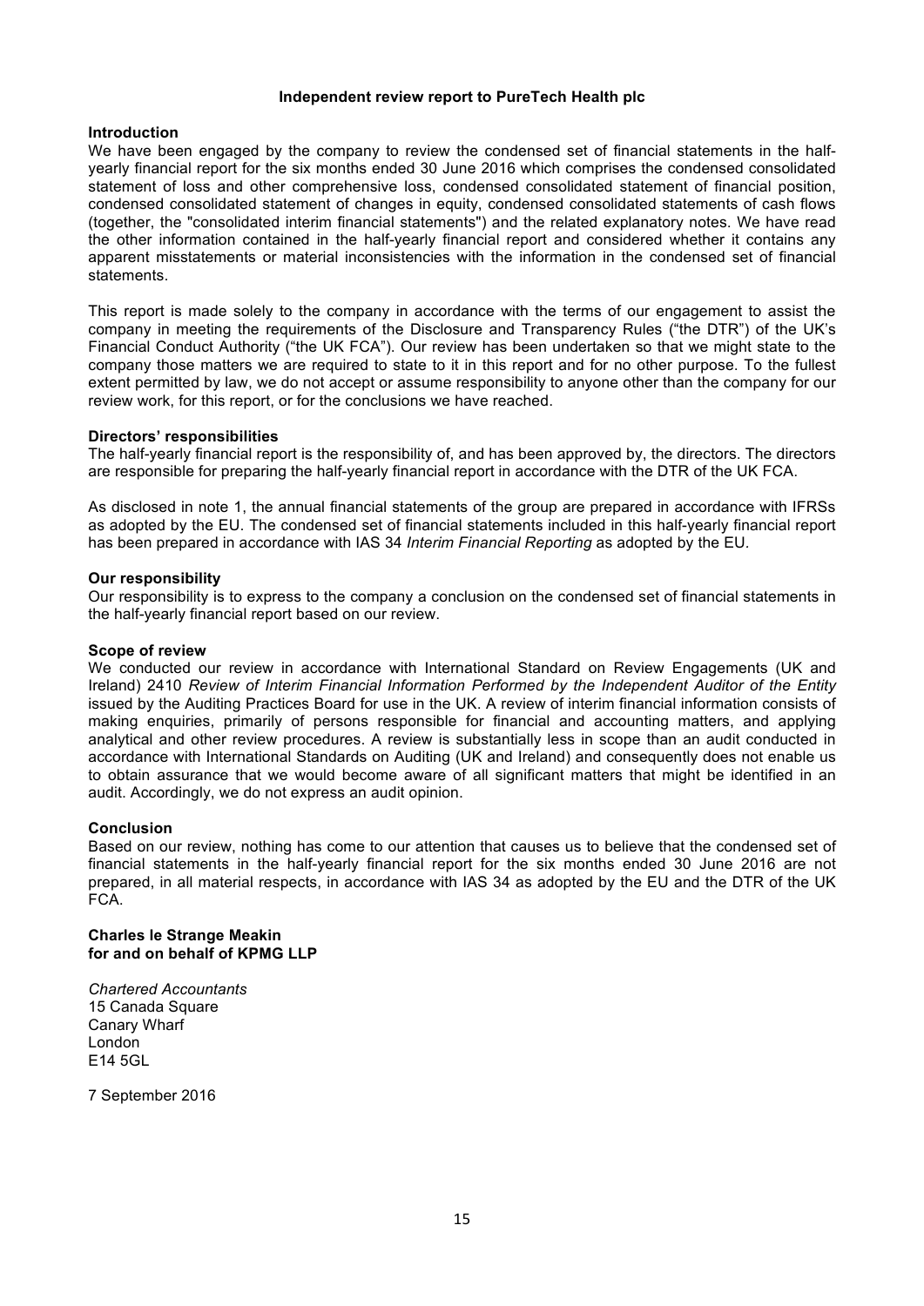# Independent review report to PureTech Health plc

**Introduction**

We have been engaged by the company to review the condensed set of financial statements in the half-yearly financial report for the six months ended 30 June 2016 which comprises the condensed consolidated statement of loss and other comprehensive loss, condensed consolidated statement of financial position, condensed consolidated statement of changes in equity, condensed consolidated statements of cash flows (together, the "consolidated interim financial statements") and the related explanatory notes. We have read the other information contained in the half-yearly financial report and considered whether it contains any apparent misstatements or material inconsistencies with the information in the condensed set of financial statements.

This report is made solely to the company in accordance with the terms of our engagement to assist the company in meeting the requirements of the Disclosure and Transparency Rules ("the DTR") of the UK's Financial Conduct Authority ("the UK FCA"). Our review has been undertaken so that we might state to the company those matters we are required to state to it in this report and for no other purpose. To the fullest extent permitted by law, we do not accept or assume responsibility to anyone other than the company for our review work, for this report, or for the conclusions we have reached.

**Directors' responsibilities**

The half-yearly financial report is the responsibility of, and has been approved by, the directors. The directors are responsible for preparing the half-yearly financial report in accordance with the DTR of the UK FCA.

As disclosed in note 1, the annual financial statements of the group are prepared in accordance with IFRSs as adopted by the EU. The condensed set of financial statements included in this half-yearly financial report has been prepared in accordance with IAS 34 *Interim Financial Reporting* as adopted by the EU.

**Our responsibility**

Our responsibility is to express to the company a conclusion on the condensed set of financial statements in the half-yearly financial report based on our review.

**Scope of review**

We conducted our review in accordance with International Standard on Review Engagements (UK and Ireland) 2410 *Review of Interim Financial Information Performed by the Independent Auditor of the Entity* issued by the Auditing Practices Board for use in the UK. A review of interim financial information consists of making enquiries, primarily of persons responsible for financial and accounting matters, and applying analytical and other review procedures. A review is substantially less in scope than an audit conducted in accordance with International Standards on Auditing (UK and Ireland) and consequently does not enable us to obtain assurance that we would become aware of all significant matters that might be identified in an audit. Accordingly, we do not express an audit opinion.

**Conclusion**

Based on our review, nothing has come to our attention that causes us to believe that the condensed set of financial statements in the half-yearly financial report for the six months ended 30 June 2016 are not prepared, in all material respects, in accordance with IAS 34 as adopted by the EU and the DTR of the UK FCA.

**Charles le Strange Meakin**
**for and on behalf of KPMG LLP**

*Chartered Accountants*
15 Canada Square
Canary Wharf
London
E14 5GL

7 September 2016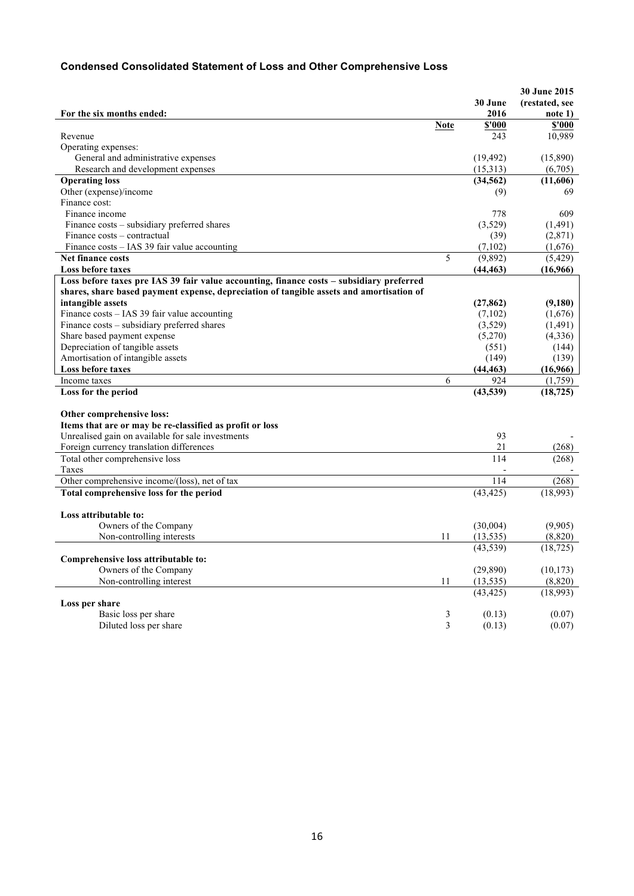## Condensed Consolidated Statement of Loss and Other Comprehensive Loss

| For the six months ended: | Note | 30 June 2016 | 30 June 2015 (restated, see note 1) |
|---|---|---|---|
| | | **\$'000** | **\$'000** |
| Revenue | | 243 | 10,989 |
| Operating expenses: | | | |
| General and administrative expenses | | (19,492) | (15,890) |
| Research and development expenses | | (15,313) | (6,705) |
| **Operating loss** | | **(34,562)** | **(11,606)** |
| Other (expense)/income | | (9) | 69 |
| Finance cost: | | | |
| Finance income | | 778 | 609 |
| Finance costs – subsidiary preferred shares | | (3,529) | (1,491) |
| Finance costs – contractual | | (39) | (2,871) |
| Finance costs – IAS 39 fair value accounting | | (7,102) | (1,676) |
| **Net finance costs** | 5 | (9,892) | (5,429) |
| **Loss before taxes** | | **(44,463)** | **(16,966)** |
| **Loss before taxes pre IAS 39 fair value accounting, finance costs – subsidiary preferred shares, share based payment expense, depreciation of tangible assets and amortisation of intangible assets** | | **(27,862)** | **(9,180)** |
| Finance costs – IAS 39 fair value accounting | | (7,102) | (1,676) |
| Finance costs – subsidiary preferred shares | | (3,529) | (1,491) |
| Share based payment expense | | (5,270) | (4,336) |
| Depreciation of tangible assets | | (551) | (144) |
| Amortisation of intangible assets | | (149) | (139) |
| **Loss before taxes** | | **(44,463)** | **(16,966)** |
| Income taxes | 6 | 924 | (1,759) |
| **Loss for the period** | | **(43,539)** | **(18,725)** |
| | | | |
| **Other comprehensive loss:** | | | |
| **Items that are or may be re-classified as profit or loss** | | | |
| Unrealised gain on available for sale investments | | 93 | - |
| Foreign currency translation differences | | 21 | (268) |
| Total other comprehensive loss | | 114 | (268) |
| Taxes | | - | - |
| Other comprehensive income/(loss), net of tax | | 114 | (268) |
| **Total comprehensive loss for the period** | | (43,425) | (18,993) |
| | | | |
| **Loss attributable to:** | | | |
| Owners of the Company | | (30,004) | (9,905) |
| Non-controlling interests | 11 | (13,535) | (8,820) |
| | | (43,539) | (18,725) |
| **Comprehensive loss attributable to:** | | | |
| Owners of the Company | | (29,890) | (10,173) |
| Non-controlling interest | 11 | (13,535) | (8,820) |
| | | (43,425) | (18,993) |
| **Loss per share** | | | |
| Basic loss per share | 3 | (0.13) | (0.07) |
| Diluted loss per share | 3 | (0.13) | (0.07) |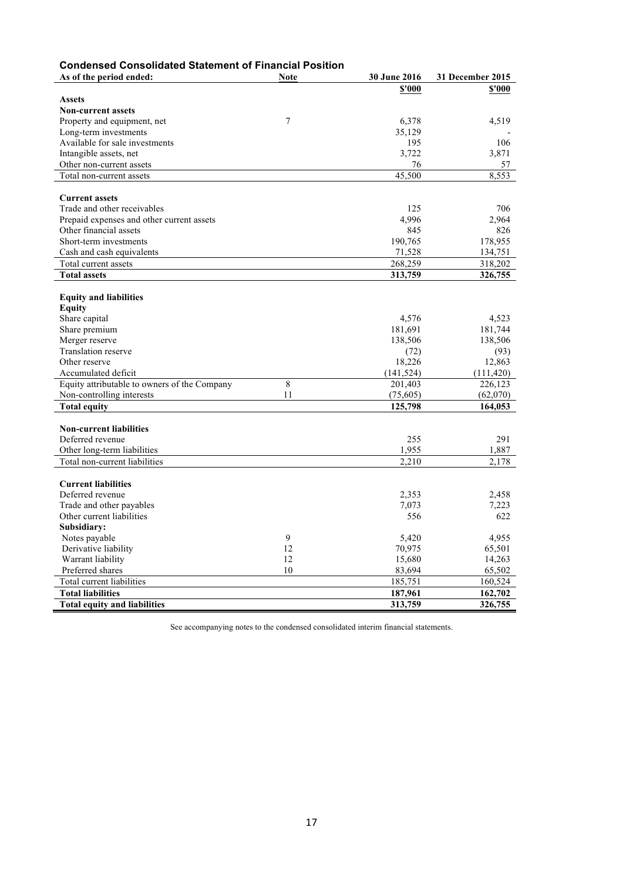### Condensed Consolidated Statement of Financial Position

| As of the period ended: | Note | 30 June 2016 | 31 December 2015 |
|---|---|---|---|
| | | $'000 | $'000 |
| **Assets** | | | |
| **Non-current assets** | | | |
| Property and equipment, net | 7 | 6,378 | 4,519 |
| Long-term investments | | 35,129 | - |
| Available for sale investments | | 195 | 106 |
| Intangible assets, net | | 3,722 | 3,871 |
| Other non-current assets | | 76 | 57 |
| Total non-current assets | | 45,500 | 8,553 |
| **Current assets** | | | |
| Trade and other receivables | | 125 | 706 |
| Prepaid expenses and other current assets | | 4,996 | 2,964 |
| Other financial assets | | 845 | 826 |
| Short-term investments | | 190,765 | 178,955 |
| Cash and cash equivalents | | 71,528 | 134,751 |
| Total current assets | | 268,259 | 318,202 |
| **Total assets** | | **313,759** | **326,755** |
| **Equity and liabilities** | | | |
| **Equity** | | | |
| Share capital | | 4,576 | 4,523 |
| Share premium | | 181,691 | 181,744 |
| Merger reserve | | 138,506 | 138,506 |
| Translation reserve | | (72) | (93) |
| Other reserve | | 18,226 | 12,863 |
| Accumulated deficit | | (141,524) | (111,420) |
| Equity attributable to owners of the Company | 8 | 201,403 | 226,123 |
| Non-controlling interests | 11 | (75,605) | (62,070) |
| **Total equity** | | **125,798** | **164,053** |
| **Non-current liabilities** | | | |
| Deferred revenue | | 255 | 291 |
| Other long-term liabilities | | 1,955 | 1,887 |
| Total non-current liabilities | | 2,210 | 2,178 |
| **Current liabilities** | | | |
| Deferred revenue | | 2,353 | 2,458 |
| Trade and other payables | | 7,073 | 7,223 |
| Other current liabilities | | 556 | 622 |
| **Subsidiary:** | | | |
| Notes payable | 9 | 5,420 | 4,955 |
| Derivative liability | 12 | 70,975 | 65,501 |
| Warrant liability | 12 | 15,680 | 14,263 |
| Preferred shares | 10 | 83,694 | 65,502 |
| Total current liabilities | | 185,751 | 160,524 |
| **Total liabilities** | | **187,961** | **162,702** |
| **Total equity and liabilities** | | **313,759** | **326,755** |

See accompanying notes to the condensed consolidated interim financial statements.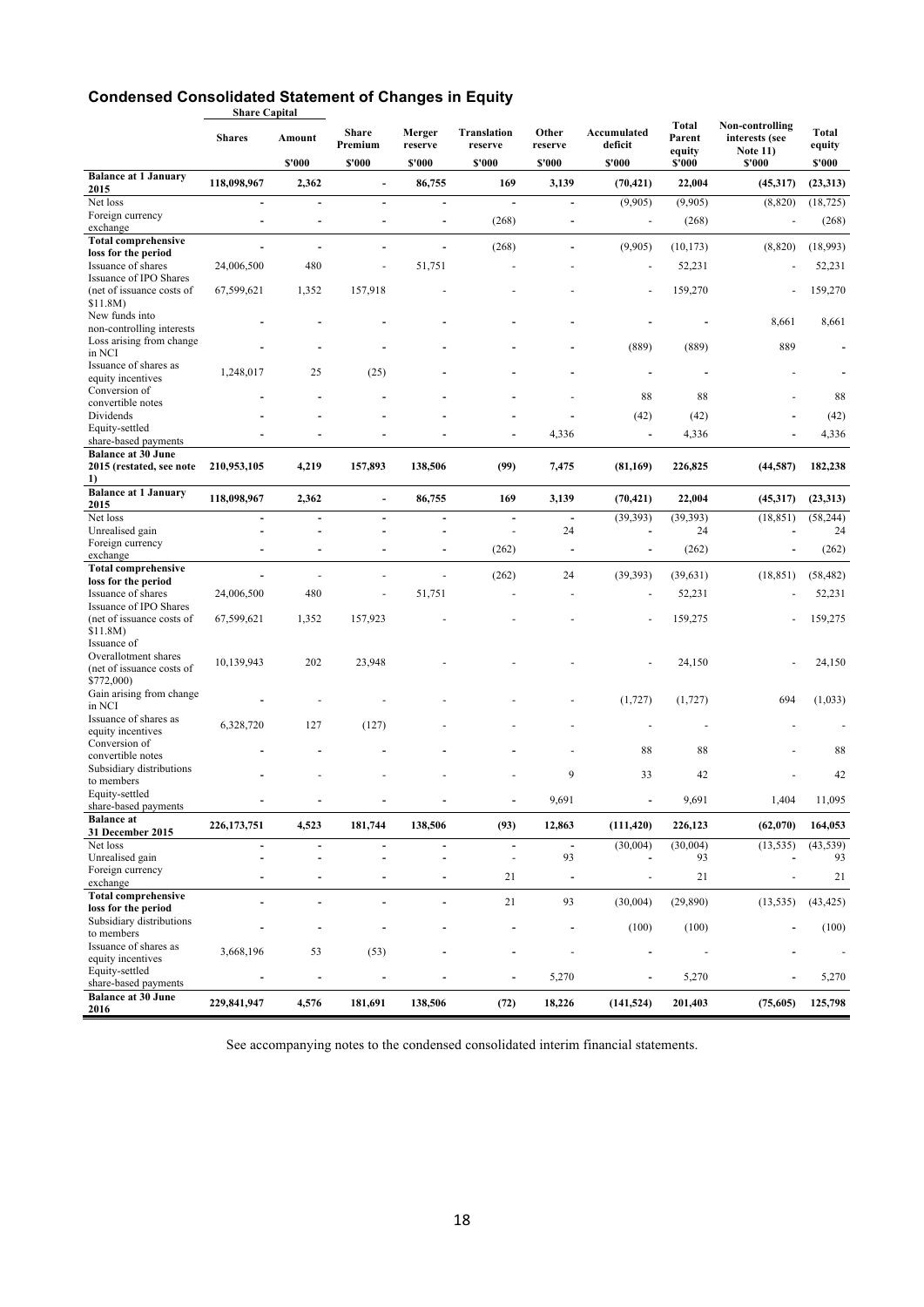## Condensed Consolidated Statement of Changes in Equity

| | Share Capital | | | | | | | | | |
|---|---|---|---|---|---|---|---|---|---|---|
| | Shares | Amount | Share Premium | Merger reserve | Translation reserve | Other reserve | Accumulated deficit | Total Parent equity | Non-controlling interests (see Note 11) | Total equity |
| | | $'000 | $'000 | $'000 | $'000 | $'000 | $'000 | $'000 | $'000 | $'000 |
| **Balance at 1 January 2015** | **118,098,967** | **2,362** | **-** | **86,755** | **169** | **3,139** | **(70,421)** | **22,004** | **(45,317)** | **(23,313)** |
| Net loss | - | - | - | - | - | - | (9,905) | (9,905) | (8,820) | (18,725) |
| Foreign currency exchange | - | - | - | - | (268) | - | - | (268) | - | (268) |
| **Total comprehensive loss for the period** | - | - | - | - | (268) | - | (9,905) | (10,173) | (8,820) | (18,993) |
| Issuance of shares | 24,006,500 | 480 | - | 51,751 | - | - | - | 52,231 | - | 52,231 |
| Issuance of IPO Shares (net of issuance costs of $11.8M) | 67,599,621 | 1,352 | 157,918 | - | - | - | - | 159,270 | - | 159,270 |
| New funds into non-controlling interests | - | - | - | - | - | - | - | - | 8,661 | 8,661 |
| Loss arising from change in NCI | - | - | - | - | - | - | (889) | (889) | 889 | - |
| Issuance of shares as equity incentives | 1,248,017 | 25 | (25) | - | - | - | - | - | - | - |
| Conversion of convertible notes | - | - | - | - | - | - | 88 | 88 | - | 88 |
| Dividends | - | - | - | - | - | - | (42) | (42) | - | (42) |
| Equity-settled share-based payments | - | - | - | - | - | 4,336 | - | 4,336 | - | 4,336 |
| **Balance at 30 June 2015 (restated, see note 1)** | **210,953,105** | **4,219** | **157,893** | **138,506** | **(99)** | **7,475** | **(81,169)** | **226,825** | **(44,587)** | **182,238** |
| **Balance at 1 January 2015** | **118,098,967** | **2,362** | **-** | **86,755** | **169** | **3,139** | **(70,421)** | **22,004** | **(45,317)** | **(23,313)** |
| Net loss | - | - | - | - | - | - | (39,393) | (39,393) | (18,851) | (58,244) |
| Unrealised gain | - | - | - | - | - | 24 | - | 24 | - | 24 |
| Foreign currency exchange | - | - | - | - | (262) | - | - | (262) | - | (262) |
| **Total comprehensive loss for the period** | - | - | - | - | (262) | 24 | (39,393) | (39,631) | (18,851) | (58,482) |
| Issuance of shares | 24,006,500 | 480 | - | 51,751 | - | - | - | 52,231 | - | 52,231 |
| Issuance of IPO Shares (net of issuance costs of $11.8M) | 67,599,621 | 1,352 | 157,923 | - | - | - | - | 159,275 | - | 159,275 |
| Issuance of Overallotment shares (net of issuance costs of $772,000) | 10,139,943 | 202 | 23,948 | - | - | - | - | 24,150 | - | 24,150 |
| Gain arising from change in NCI | - | - | - | - | - | - | (1,727) | (1,727) | 694 | (1,033) |
| Issuance of shares as equity incentives | 6,328,720 | 127 | (127) | - | - | - | - | - | - | - |
| Conversion of convertible notes | - | - | - | - | - | - | 88 | 88 | - | 88 |
| Subsidiary distributions to members | - | - | - | - | - | 9 | 33 | 42 | - | 42 |
| Equity-settled share-based payments | - | - | - | - | - | 9,691 | - | 9,691 | 1,404 | 11,095 |
| **Balance at 31 December 2015** | **226,173,751** | **4,523** | **181,744** | **138,506** | **(93)** | **12,863** | **(111,420)** | **226,123** | **(62,070)** | **164,053** |
| Net loss | - | - | - | - | - | - | (30,004) | (30,004) | (13,535) | (43,539) |
| Unrealised gain | - | - | - | - | - | 93 | - | 93 | - | 93 |
| Foreign currency exchange | - | - | - | - | 21 | - | - | 21 | - | 21 |
| **Total comprehensive loss for the period** | - | - | - | - | 21 | 93 | (30,004) | (29,890) | (13,535) | (43,425) |
| Subsidiary distributions to members | - | - | - | - | - | - | (100) | (100) | - | (100) |
| Issuance of shares as equity incentives | 3,668,196 | 53 | (53) | - | - | - | - | - | - | - |
| Equity-settled share-based payments | - | - | - | - | - | 5,270 | - | 5,270 | - | 5,270 |
| **Balance at 30 June 2016** | **229,841,947** | **4,576** | **181,691** | **138,506** | **(72)** | **18,226** | **(141,524)** | **201,403** | **(75,605)** | **125,798** |

See accompanying notes to the condensed consolidated interim financial statements.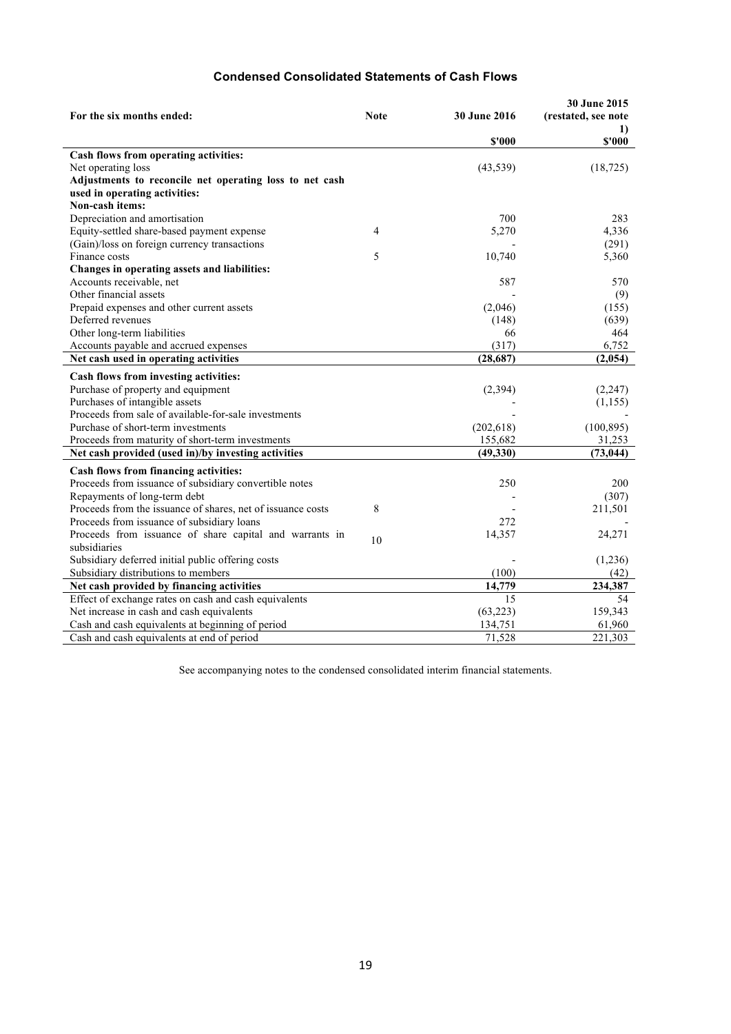## Condensed Consolidated Statements of Cash Flows

| For the six months ended: | Note | 30 June 2016 | 30 June 2015 (restated, see note 1) |
|---|---|---|---|
| | | $'000 | $'000 |
| **Cash flows from operating activities:** | | | |
| Net operating loss | | (43,539) | (18,725) |
| **Adjustments to reconcile net operating loss to net cash used in operating activities:** | | | |
| **Non-cash items:** | | | |
| Depreciation and amortisation | | 700 | 283 |
| Equity-settled share-based payment expense | 4 | 5,270 | 4,336 |
| (Gain)/loss on foreign currency transactions | | - | (291) |
| Finance costs | 5 | 10,740 | 5,360 |
| **Changes in operating assets and liabilities:** | | | |
| Accounts receivable, net | | 587 | 570 |
| Other financial assets | | - | (9) |
| Prepaid expenses and other current assets | | (2,046) | (155) |
| Deferred revenues | | (148) | (639) |
| Other long-term liabilities | | 66 | 464 |
| Accounts payable and accrued expenses | | (317) | 6,752 |
| **Net cash used in operating activities** | | **(28,687)** | **(2,054)** |
| **Cash flows from investing activities:** | | | |
| Purchase of property and equipment | | (2,394) | (2,247) |
| Purchases of intangible assets | | - | (1,155) |
| Proceeds from sale of available-for-sale investments | | - | - |
| Purchase of short-term investments | | (202,618) | (100,895) |
| Proceeds from maturity of short-term investments | | 155,682 | 31,253 |
| **Net cash provided (used in)/by investing activities** | | **(49,330)** | **(73,044)** |
| **Cash flows from financing activities:** | | | |
| Proceeds from issuance of subsidiary convertible notes | | 250 | 200 |
| Repayments of long-term debt | | - | (307) |
| Proceeds from the issuance of shares, net of issuance costs | 8 | - | 211,501 |
| Proceeds from issuance of subsidiary loans | | 272 | - |
| Proceeds from issuance of share capital and warrants in subsidiaries | 10 | 14,357 | 24,271 |
| Subsidiary deferred initial public offering costs | | - | (1,236) |
| Subsidiary distributions to members | | (100) | (42) |
| **Net cash provided by financing activities** | | **14,779** | **234,387** |
| Effect of exchange rates on cash and cash equivalents | | 15 | 54 |
| Net increase in cash and cash equivalents | | (63,223) | 159,343 |
| Cash and cash equivalents at beginning of period | | 134,751 | 61,960 |
| Cash and cash equivalents at end of period | | 71,528 | 221,303 |

See accompanying notes to the condensed consolidated interim financial statements.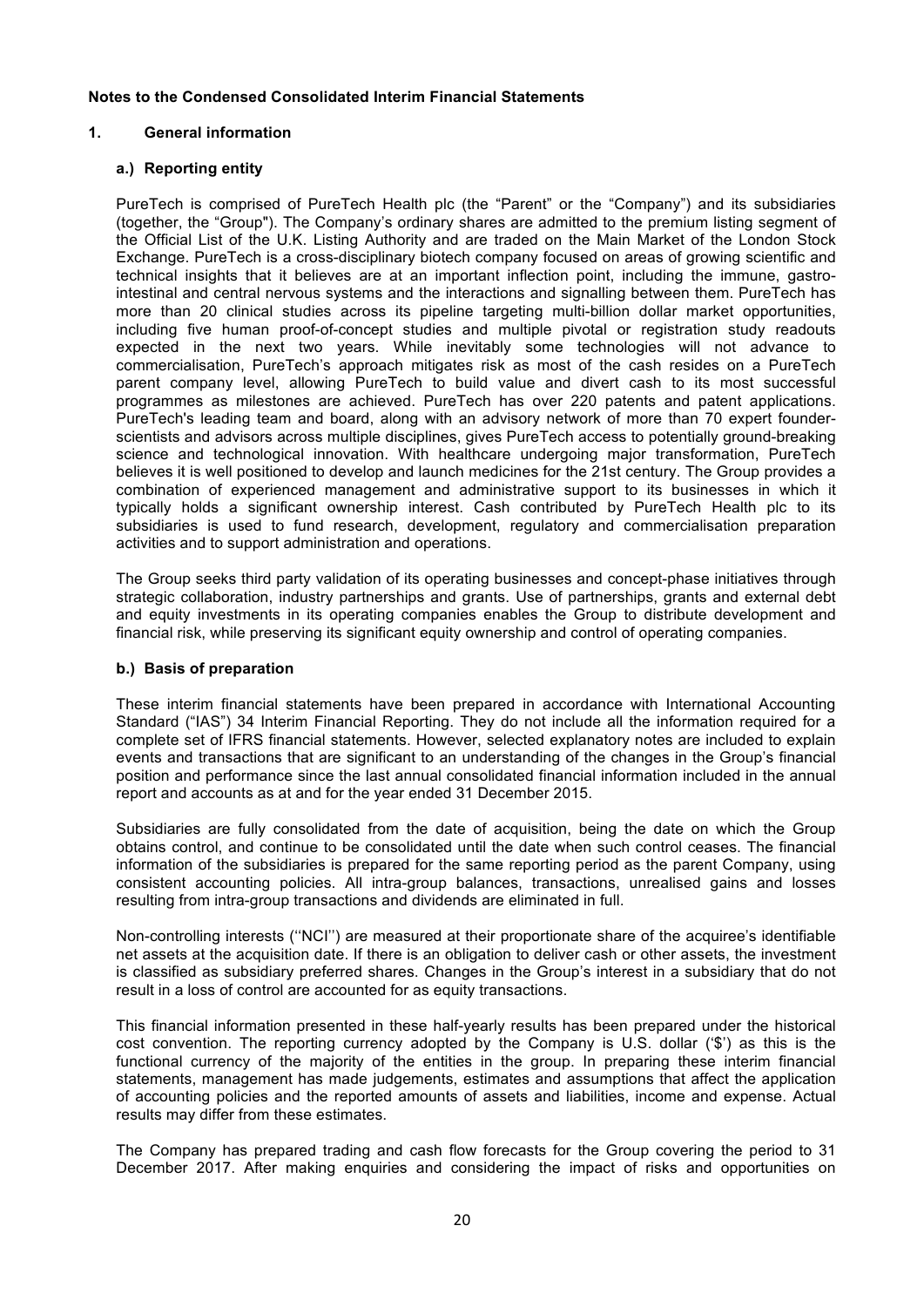# Notes to the Condensed Consolidated Interim Financial Statements

## 1. General information

### a.) Reporting entity

PureTech is comprised of PureTech Health plc (the "Parent" or the "Company") and its subsidiaries (together, the "Group"). The Company's ordinary shares are admitted to the premium listing segment of the Official List of the U.K. Listing Authority and are traded on the Main Market of the London Stock Exchange. PureTech is a cross-disciplinary biotech company focused on areas of growing scientific and technical insights that it believes are at an important inflection point, including the immune, gastro-intestinal and central nervous systems and the interactions and signalling between them. PureTech has more than 20 clinical studies across its pipeline targeting multi-billion dollar market opportunities, including five human proof-of-concept studies and multiple pivotal or registration study readouts expected in the next two years. While inevitably some technologies will not advance to commercialisation, PureTech's approach mitigates risk as most of the cash resides on a PureTech parent company level, allowing PureTech to build value and divert cash to its most successful programmes as milestones are achieved. PureTech has over 220 patents and patent applications. PureTech's leading team and board, along with an advisory network of more than 70 expert founder-scientists and advisors across multiple disciplines, gives PureTech access to potentially ground-breaking science and technological innovation. With healthcare undergoing major transformation, PureTech believes it is well positioned to develop and launch medicines for the 21st century. The Group provides a combination of experienced management and administrative support to its businesses in which it typically holds a significant ownership interest. Cash contributed by PureTech Health plc to its subsidiaries is used to fund research, development, regulatory and commercialisation preparation activities and to support administration and operations.

The Group seeks third party validation of its operating businesses and concept-phase initiatives through strategic collaboration, industry partnerships and grants. Use of partnerships, grants and external debt and equity investments in its operating companies enables the Group to distribute development and financial risk, while preserving its significant equity ownership and control of operating companies.

### b.) Basis of preparation

These interim financial statements have been prepared in accordance with International Accounting Standard ("IAS") 34 Interim Financial Reporting. They do not include all the information required for a complete set of IFRS financial statements. However, selected explanatory notes are included to explain events and transactions that are significant to an understanding of the changes in the Group's financial position and performance since the last annual consolidated financial information included in the annual report and accounts as at and for the year ended 31 December 2015.

Subsidiaries are fully consolidated from the date of acquisition, being the date on which the Group obtains control, and continue to be consolidated until the date when such control ceases. The financial information of the subsidiaries is prepared for the same reporting period as the parent Company, using consistent accounting policies. All intra-group balances, transactions, unrealised gains and losses resulting from intra-group transactions and dividends are eliminated in full.

Non-controlling interests (''NCI'') are measured at their proportionate share of the acquiree's identifiable net assets at the acquisition date. If there is an obligation to deliver cash or other assets, the investment is classified as subsidiary preferred shares. Changes in the Group's interest in a subsidiary that do not result in a loss of control are accounted for as equity transactions.

This financial information presented in these half-yearly results has been prepared under the historical cost convention. The reporting currency adopted by the Company is U.S. dollar ('$') as this is the functional currency of the majority of the entities in the group. In preparing these interim financial statements, management has made judgements, estimates and assumptions that affect the application of accounting policies and the reported amounts of assets and liabilities, income and expense. Actual results may differ from these estimates.

The Company has prepared trading and cash flow forecasts for the Group covering the period to 31 December 2017. After making enquiries and considering the impact of risks and opportunities on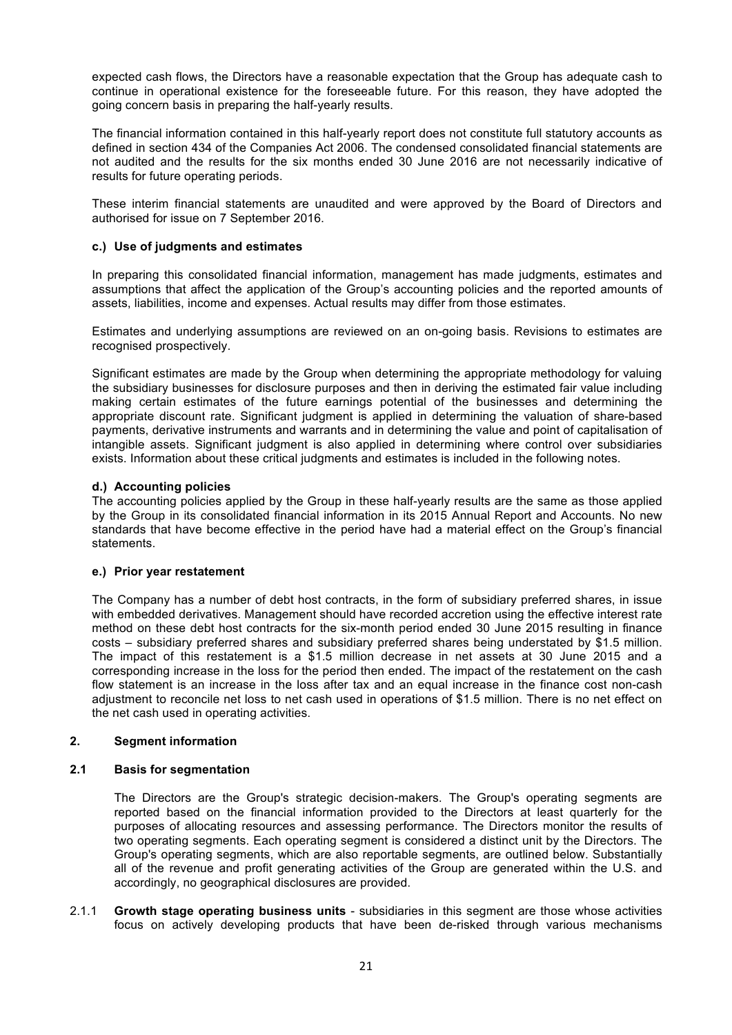expected cash flows, the Directors have a reasonable expectation that the Group has adequate cash to continue in operational existence for the foreseeable future. For this reason, they have adopted the going concern basis in preparing the half-yearly results.

The financial information contained in this half-yearly report does not constitute full statutory accounts as defined in section 434 of the Companies Act 2006. The condensed consolidated financial statements are not audited and the results for the six months ended 30 June 2016 are not necessarily indicative of results for future operating periods.

These interim financial statements are unaudited and were approved by the Board of Directors and authorised for issue on 7 September 2016.

#### c.) Use of judgments and estimates

In preparing this consolidated financial information, management has made judgments, estimates and assumptions that affect the application of the Group's accounting policies and the reported amounts of assets, liabilities, income and expenses. Actual results may differ from those estimates.

Estimates and underlying assumptions are reviewed on an on-going basis. Revisions to estimates are recognised prospectively.

Significant estimates are made by the Group when determining the appropriate methodology for valuing the subsidiary businesses for disclosure purposes and then in deriving the estimated fair value including making certain estimates of the future earnings potential of the businesses and determining the appropriate discount rate. Significant judgment is applied in determining the valuation of share-based payments, derivative instruments and warrants and in determining the value and point of capitalisation of intangible assets. Significant judgment is also applied in determining where control over subsidiaries exists. Information about these critical judgments and estimates is included in the following notes.

#### d.) Accounting policies

The accounting policies applied by the Group in these half-yearly results are the same as those applied by the Group in its consolidated financial information in its 2015 Annual Report and Accounts. No new standards that have become effective in the period have had a material effect on the Group's financial statements.

#### e.) Prior year restatement

The Company has a number of debt host contracts, in the form of subsidiary preferred shares, in issue with embedded derivatives. Management should have recorded accretion using the effective interest rate method on these debt host contracts for the six-month period ended 30 June 2015 resulting in finance costs – subsidiary preferred shares and subsidiary preferred shares being understated by $1.5 million. The impact of this restatement is a $1.5 million decrease in net assets at 30 June 2015 and a corresponding increase in the loss for the period then ended. The impact of the restatement on the cash flow statement is an increase in the loss after tax and an equal increase in the finance cost non-cash adjustment to reconcile net loss to net cash used in operations of $1.5 million. There is no net effect on the net cash used in operating activities.

## 2. Segment information

### 2.1 Basis for segmentation

The Directors are the Group's strategic decision-makers. The Group's operating segments are reported based on the financial information provided to the Directors at least quarterly for the purposes of allocating resources and assessing performance. The Directors monitor the results of two operating segments. Each operating segment is considered a distinct unit by the Directors. The Group's operating segments, which are also reportable segments, are outlined below. Substantially all of the revenue and profit generating activities of the Group are generated within the U.S. and accordingly, no geographical disclosures are provided.

2.1.1 **Growth stage operating business units** - subsidiaries in this segment are those whose activities focus on actively developing products that have been de-risked through various mechanisms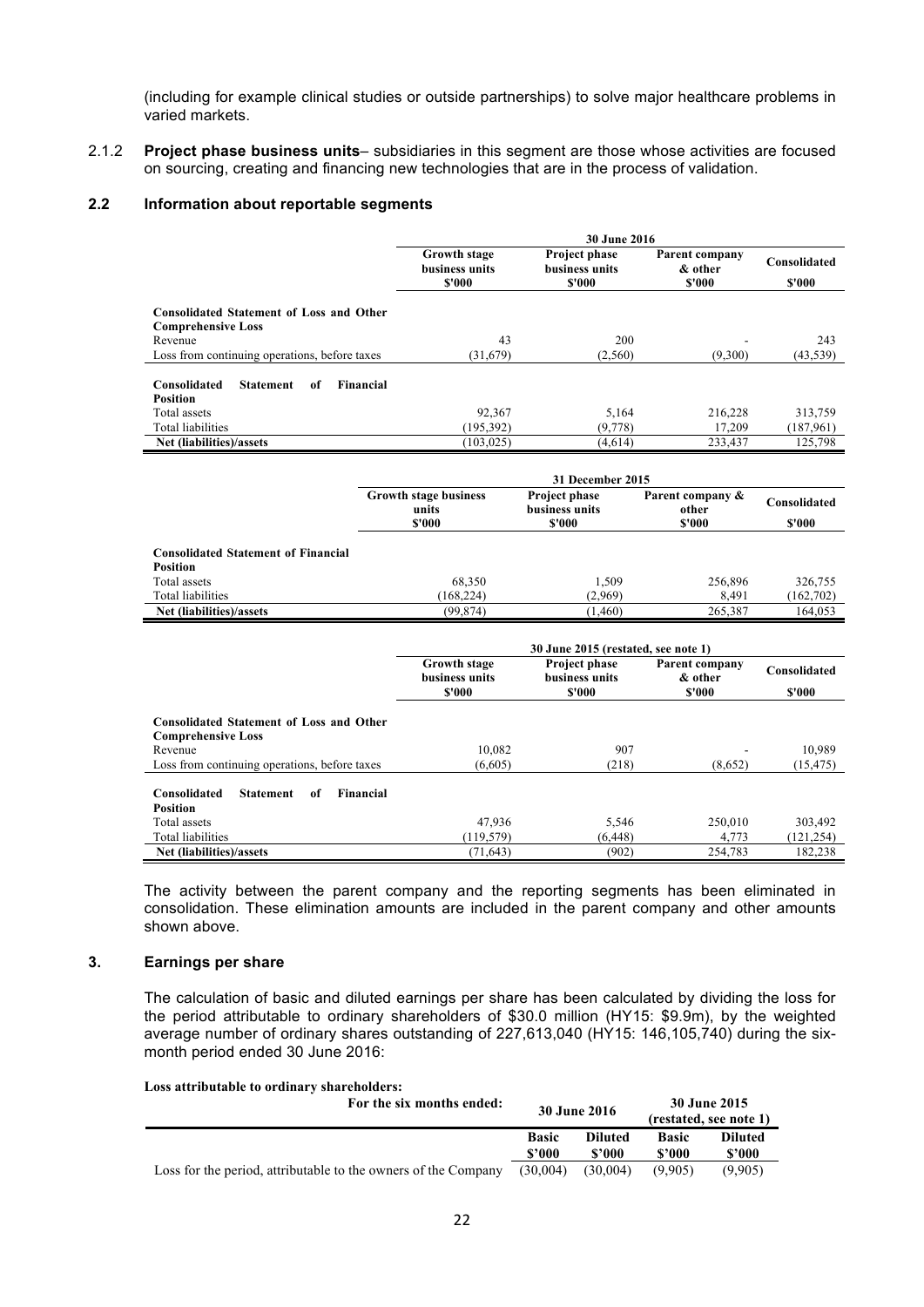(including for example clinical studies or outside partnerships) to solve major healthcare problems in varied markets.

2.1.2 **Project phase business units**– subsidiaries in this segment are those whose activities are focused on sourcing, creating and financing new technologies that are in the process of validation.

### 2.2 Information about reportable segments

| | 30 June 2016 | | | |
|---|---|---|---|---|
| | **Growth stage business units** | **Project phase business units** | **Parent company & other** | **Consolidated** |
| | **$'000** | **$'000** | **$'000** | **$'000** |
| **Consolidated Statement of Loss and Other Comprehensive Loss** | | | | |
| Revenue | 43 | 200 | - | 243 |
| Loss from continuing operations, before taxes | (31,679) | (2,560) | (9,300) | (43,539) |
| **Consolidated Statement of Financial Position** | | | | |
| Total assets | 92,367 | 5,164 | 216,228 | 313,759 |
| Total liabilities | (195,392) | (9,778) | 17,209 | (187,961) |
| **Net (liabilities)/assets** | (103,025) | (4,614) | 233,437 | 125,798 |

| | 31 December 2015 | | | |
|---|---|---|---|---|
| | **Growth stage business units** | **Project phase business units** | **Parent company & other** | **Consolidated** |
| | **$'000** | **$'000** | **$'000** | **$'000** |
| **Consolidated Statement of Financial Position** | | | | |
| Total assets | 68,350 | 1,509 | 256,896 | 326,755 |
| Total liabilities | (168,224) | (2,969) | 8,491 | (162,702) |
| **Net (liabilities)/assets** | (99,874) | (1,460) | 265,387 | 164,053 |

| | 30 June 2015 (restated, see note 1) | | | |
|---|---|---|---|---|
| | **Growth stage business units** | **Project phase business units** | **Parent company & other** | **Consolidated** |
| | **$'000** | **$'000** | **$'000** | **$'000** |
| **Consolidated Statement of Loss and Other Comprehensive Loss** | | | | |
| Revenue | 10,082 | 907 | - | 10,989 |
| Loss from continuing operations, before taxes | (6,605) | (218) | (8,652) | (15,475) |
| **Consolidated Statement of Financial Position** | | | | |
| Total assets | 47,936 | 5,546 | 250,010 | 303,492 |
| Total liabilities | (119,579) | (6,448) | 4,773 | (121,254) |
| **Net (liabilities)/assets** | (71,643) | (902) | 254,783 | 182,238 |

The activity between the parent company and the reporting segments has been eliminated in consolidation. These elimination amounts are included in the parent company and other amounts shown above.

## 3. Earnings per share

The calculation of basic and diluted earnings per share has been calculated by dividing the loss for the period attributable to ordinary shareholders of $30.0 million (HY15: $9.9m), by the weighted average number of ordinary shares outstanding of 227,613,040 (HY15: 146,105,740) during the six-month period ended 30 June 2016:

**Loss attributable to ordinary shareholders:**

| For the six months ended: | 30 June 2016 | | 30 June 2015 (restated, see note 1) | |
|---|---|---|---|---|
| | **Basic $'000** | **Diluted $'000** | **Basic $'000** | **Diluted $'000** |
| Loss for the period, attributable to the owners of the Company | (30,004) | (30,004) | (9,905) | (9,905) |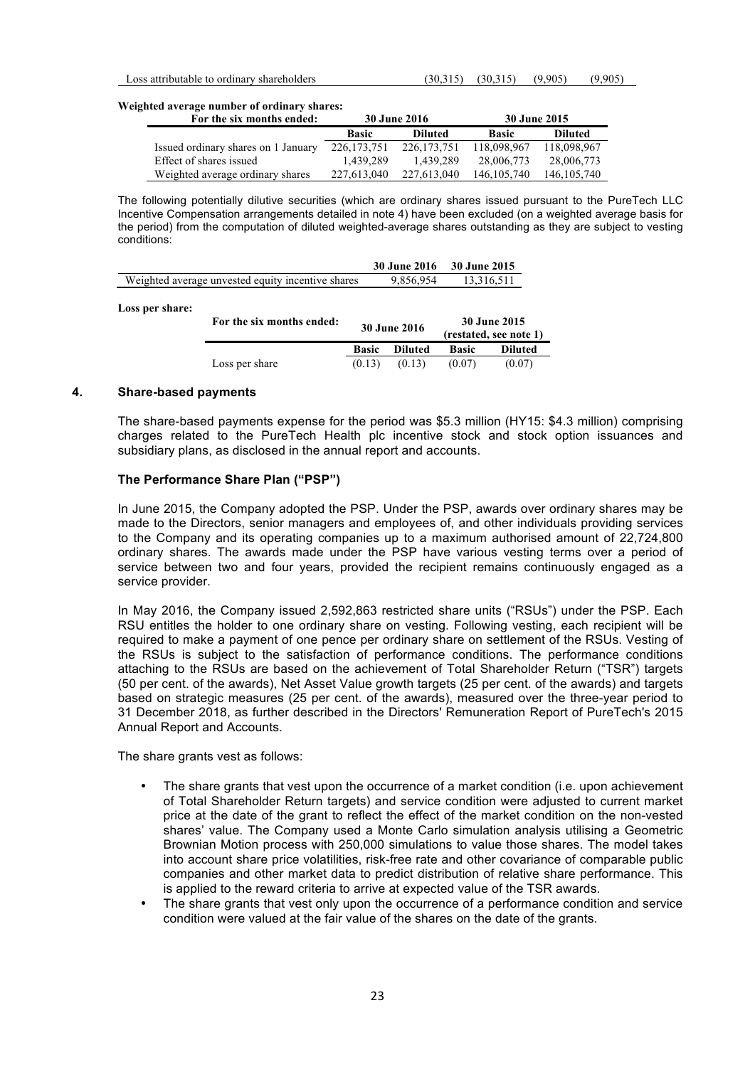| Loss attributable to ordinary shareholders | (30,315) | (30,315) | (9,905) | (9,905) |
|---|---|---|---|---|

**Weighted average number of ordinary shares:**

| For the six months ended: | 30 June 2016 | | 30 June 2015 | |
|---|---|---|---|---|
| | **Basic** | **Diluted** | **Basic** | **Diluted** |
| Issued ordinary shares on 1 January | 226,173,751 | 226,173,751 | 118,098,967 | 118,098,967 |
| Effect of shares issued | 1,439,289 | 1,439,289 | 28,006,773 | 28,006,773 |
| Weighted average ordinary shares | 227,613,040 | 227,613,040 | 146,105,740 | 146,105,740 |

The following potentially dilutive securities (which are ordinary shares issued pursuant to the PureTech LLC Incentive Compensation arrangements detailed in note 4) have been excluded (on a weighted average basis for the period) from the computation of diluted weighted-average shares outstanding as they are subject to vesting conditions:

| | 30 June 2016 | 30 June 2015 |
|---|---|---|
| Weighted average unvested equity incentive shares | 9,856,954 | 13,316,511 |

**Loss per share:**

| For the six months ended: | 30 June 2016 | | 30 June 2015 (restated, see note 1) | |
|---|---|---|---|---|
| | **Basic** | **Diluted** | **Basic** | **Diluted** |
| Loss per share | (0.13) | (0.13) | (0.07) | (0.07) |

## 4. Share-based payments

The share-based payments expense for the period was $5.3 million (HY15: $4.3 million) comprising charges related to the PureTech Health plc incentive stock and stock option issuances and subsidiary plans, as disclosed in the annual report and accounts.

### The Performance Share Plan ("PSP")

In June 2015, the Company adopted the PSP. Under the PSP, awards over ordinary shares may be made to the Directors, senior managers and employees of, and other individuals providing services to the Company and its operating companies up to a maximum authorised amount of 22,724,800 ordinary shares. The awards made under the PSP have various vesting terms over a period of service between two and four years, provided the recipient remains continuously engaged as a service provider.

In May 2016, the Company issued 2,592,863 restricted share units ("RSUs") under the PSP. Each RSU entitles the holder to one ordinary share on vesting. Following vesting, each recipient will be required to make a payment of one pence per ordinary share on settlement of the RSUs. Vesting of the RSUs is subject to the satisfaction of performance conditions. The performance conditions attaching to the RSUs are based on the achievement of Total Shareholder Return ("TSR") targets (50 per cent. of the awards), Net Asset Value growth targets (25 per cent. of the awards) and targets based on strategic measures (25 per cent. of the awards), measured over the three-year period to 31 December 2018, as further described in the Directors' Remuneration Report of PureTech's 2015 Annual Report and Accounts.

The share grants vest as follows:

- The share grants that vest upon the occurrence of a market condition (i.e. upon achievement of Total Shareholder Return targets) and service condition were adjusted to current market price at the date of the grant to reflect the effect of the market condition on the non-vested shares' value. The Company used a Monte Carlo simulation analysis utilising a Geometric Brownian Motion process with 250,000 simulations to value those shares. The model takes into account share price volatilities, risk-free rate and other covariance of comparable public companies and other market data to predict distribution of relative share performance. This is applied to the reward criteria to arrive at expected value of the TSR awards.
- The share grants that vest only upon the occurrence of a performance condition and service condition were valued at the fair value of the shares on the date of the grants.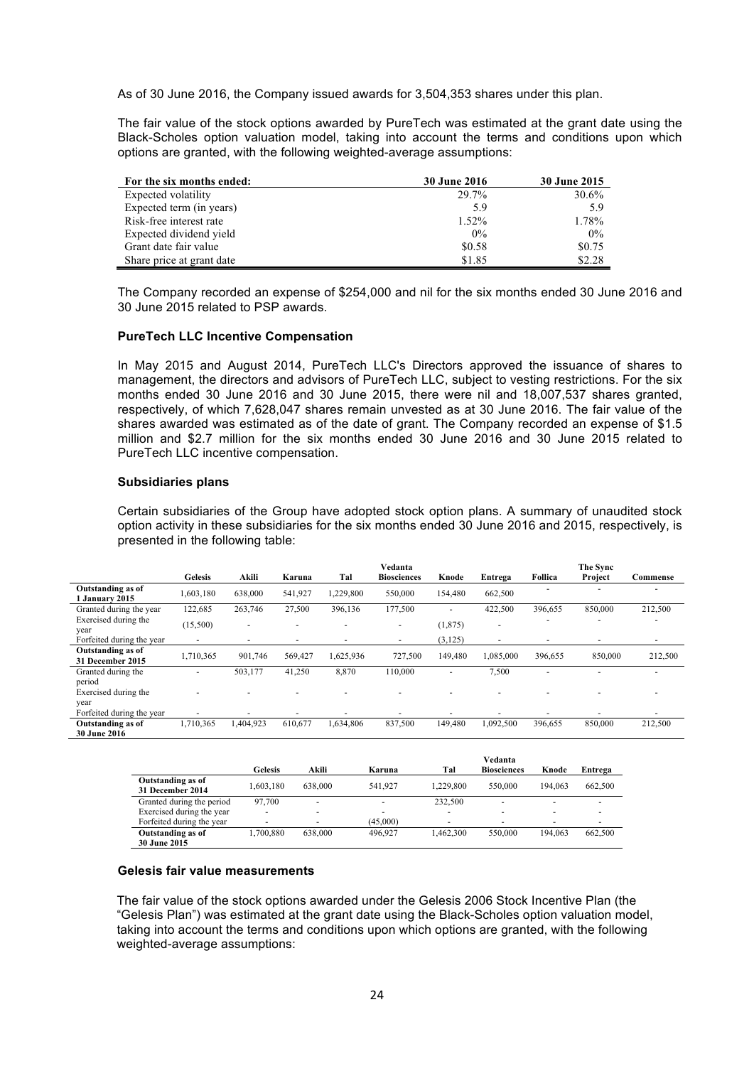As of 30 June 2016, the Company issued awards for 3,504,353 shares under this plan.

The fair value of the stock options awarded by PureTech was estimated at the grant date using the Black-Scholes option valuation model, taking into account the terms and conditions upon which options are granted, with the following weighted-average assumptions:

| For the six months ended: | 30 June 2016 | 30 June 2015 |
|---|---|---|
| Expected volatility | 29.7% | 30.6% |
| Expected term (in years) | 5.9 | 5.9 |
| Risk-free interest rate | 1.52% | 1.78% |
| Expected dividend yield | 0% | 0% |
| Grant date fair value | $0.58 | $0.75 |
| Share price at grant date | $1.85 | $2.28 |

The Company recorded an expense of $254,000 and nil for the six months ended 30 June 2016 and 30 June 2015 related to PSP awards.

**PureTech LLC Incentive Compensation**

In May 2015 and August 2014, PureTech LLC's Directors approved the issuance of shares to management, the directors and advisors of PureTech LLC, subject to vesting restrictions. For the six months ended 30 June 2016 and 30 June 2015, there were nil and 18,007,537 shares granted, respectively, of which 7,628,047 shares remain unvested as at 30 June 2016. The fair value of the shares awarded was estimated as of the date of grant. The Company recorded an expense of $1.5 million and $2.7 million for the six months ended 30 June 2016 and 30 June 2015 related to PureTech LLC incentive compensation.

**Subsidiaries plans**

Certain subsidiaries of the Group have adopted stock option plans. A summary of unaudited stock option activity in these subsidiaries for the six months ended 30 June 2016 and 2015, respectively, is presented in the following table:

| | Gelesis | Akili | Karuna | Tal | Vedanta Biosciences | Knode | Entrega | Follica | The Sync Project | Commense |
|---|---|---|---|---|---|---|---|---|---|---|
| **Outstanding as of 1 January 2015** | 1,603,180 | 638,000 | 541,927 | 1,229,800 | 550,000 | 154,480 | 662,500 | - | - | - |
| Granted during the year | 122,685 | 263,746 | 27,500 | 396,136 | 177,500 | - | 422,500 | 396,655 | 850,000 | 212,500 |
| Exercised during the year | (15,500) | - | - | - | - | (1,875) | - | - | - | - |
| Forfeited during the year | - | - | - | - | - | (3,125) | - | - | - | - |
| **Outstanding as of 31 December 2015** | 1,710,365 | 901,746 | 569,427 | 1,625,936 | 727,500 | 149,480 | 1,085,000 | 396,655 | 850,000 | 212,500 |
| Granted during the period | - | 503,177 | 41,250 | 8,870 | 110,000 | - | 7,500 | - | - | - |
| Exercised during the year | - | - | - | - | - | - | - | - | - | - |
| Forfeited during the year | - | - | - | - | - | - | - | - | - | - |
| **Outstanding as of 30 June 2016** | 1,710,365 | 1,404,923 | 610,677 | 1,634,806 | 837,500 | 149,480 | 1,092,500 | 396,655 | 850,000 | 212,500 |

| | Gelesis | Akili | Karuna | Tal | Vedanta Biosciences | Knode | Entrega |
|---|---|---|---|---|---|---|---|
| **Outstanding as of 31 December 2014** | 1,603,180 | 638,000 | 541,927 | 1,229,800 | 550,000 | 194,063 | 662,500 |
| Granted during the period | 97,700 | - | - | 232,500 | - | - | - |
| Exercised during the year | - | - | - | - | - | - | - |
| Forfeited during the year | - | - | (45,000) | - | - | - | - |
| **Outstanding as of 30 June 2015** | 1,700,880 | 638,000 | 496,927 | 1,462,300 | 550,000 | 194,063 | 662,500 |

**Gelesis fair value measurements**

The fair value of the stock options awarded under the Gelesis 2006 Stock Incentive Plan (the "Gelesis Plan") was estimated at the grant date using the Black-Scholes option valuation model, taking into account the terms and conditions upon which options are granted, with the following weighted-average assumptions: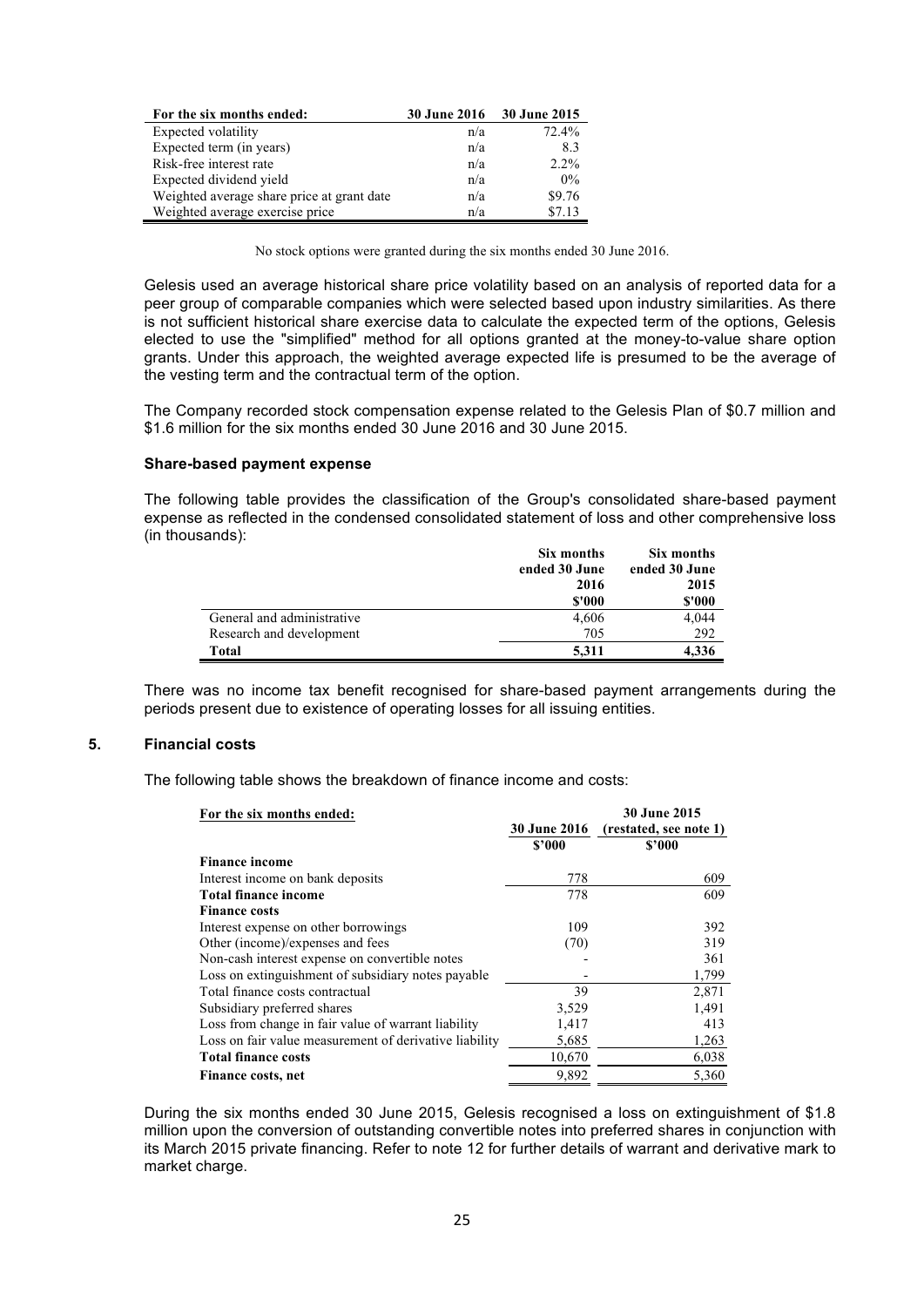| For the six months ended: | 30 June 2016 | 30 June 2015 |
|---|---|---|
| Expected volatility | n/a | 72.4% |
| Expected term (in years) | n/a | 8.3 |
| Risk-free interest rate | n/a | 2.2% |
| Expected dividend yield | n/a | 0% |
| Weighted average share price at grant date | n/a | \$9.76 |
| Weighted average exercise price | n/a | \$7.13 |

No stock options were granted during the six months ended 30 June 2016.

Gelesis used an average historical share price volatility based on an analysis of reported data for a peer group of comparable companies which were selected based upon industry similarities. As there is not sufficient historical share exercise data to calculate the expected term of the options, Gelesis elected to use the "simplified" method for all options granted at the money-to-value share option grants. Under this approach, the weighted average expected life is presumed to be the average of the vesting term and the contractual term of the option.

The Company recorded stock compensation expense related to the Gelesis Plan of \$0.7 million and \$1.6 million for the six months ended 30 June 2016 and 30 June 2015.

**Share-based payment expense**

The following table provides the classification of the Group's consolidated share-based payment expense as reflected in the condensed consolidated statement of loss and other comprehensive loss (in thousands):

| | Six months ended 30 June 2016 \$'000 | Six months ended 30 June 2015 \$'000 |
|---|---|---|
| General and administrative | 4,606 | 4,044 |
| Research and development | 705 | 292 |
| **Total** | **5,311** | **4,336** |

There was no income tax benefit recognised for share-based payment arrangements during the periods present due to existence of operating losses for all issuing entities.

## 5. Financial costs

The following table shows the breakdown of finance income and costs:

| For the six months ended: | 30 June 2016 \$'000 | 30 June 2015 (restated, see note 1) \$'000 |
|---|---|---|
| **Finance income** | | |
| Interest income on bank deposits | 778 | 609 |
| **Total finance income** | 778 | 609 |
| **Finance costs** | | |
| Interest expense on other borrowings | 109 | 392 |
| Other (income)/expenses and fees | (70) | 319 |
| Non-cash interest expense on convertible notes | - | 361 |
| Loss on extinguishment of subsidiary notes payable | - | 1,799 |
| Total finance costs contractual | 39 | 2,871 |
| Subsidiary preferred shares | 3,529 | 1,491 |
| Loss from change in fair value of warrant liability | 1,417 | 413 |
| Loss on fair value measurement of derivative liability | 5,685 | 1,263 |
| **Total finance costs** | 10,670 | 6,038 |
| **Finance costs, net** | 9,892 | 5,360 |

During the six months ended 30 June 2015, Gelesis recognised a loss on extinguishment of \$1.8 million upon the conversion of outstanding convertible notes into preferred shares in conjunction with its March 2015 private financing. Refer to note 12 for further details of warrant and derivative mark to market charge.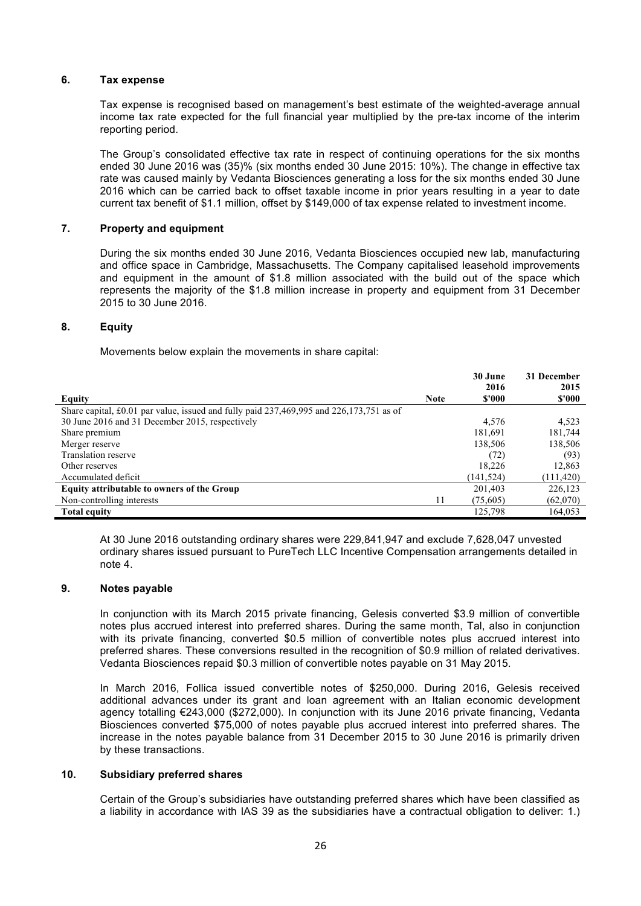## 6. Tax expense

Tax expense is recognised based on management's best estimate of the weighted-average annual income tax rate expected for the full financial year multiplied by the pre-tax income of the interim reporting period.

The Group's consolidated effective tax rate in respect of continuing operations for the six months ended 30 June 2016 was (35)% (six months ended 30 June 2015: 10%). The change in effective tax rate was caused mainly by Vedanta Biosciences generating a loss for the six months ended 30 June 2016 which can be carried back to offset taxable income in prior years resulting in a year to date current tax benefit of \$1.1 million, offset by \$149,000 of tax expense related to investment income.

## 7. Property and equipment

During the six months ended 30 June 2016, Vedanta Biosciences occupied new lab, manufacturing and office space in Cambridge, Massachusetts. The Company capitalised leasehold improvements and equipment in the amount of \$1.8 million associated with the build out of the space which represents the majority of the \$1.8 million increase in property and equipment from 31 December 2015 to 30 June 2016.

## 8. Equity

Movements below explain the movements in share capital:

| Equity | Note | 30 June 2016 \$'000 | 31 December 2015 \$'000 |
|---|---|---|---|
| Share capital, £0.01 par value, issued and fully paid 237,469,995 and 226,173,751 as of 30 June 2016 and 31 December 2015, respectively | | 4,576 | 4,523 |
| Share premium | | 181,691 | 181,744 |
| Merger reserve | | 138,506 | 138,506 |
| Translation reserve | | (72) | (93) |
| Other reserves | | 18,226 | 12,863 |
| Accumulated deficit | | (141,524) | (111,420) |
| **Equity attributable to owners of the Group** | | 201,403 | 226,123 |
| Non-controlling interests | 11 | (75,605) | (62,070) |
| **Total equity** | | 125,798 | 164,053 |

At 30 June 2016 outstanding ordinary shares were 229,841,947 and exclude 7,628,047 unvested ordinary shares issued pursuant to PureTech LLC Incentive Compensation arrangements detailed in note 4.

## 9. Notes payable

In conjunction with its March 2015 private financing, Gelesis converted \$3.9 million of convertible notes plus accrued interest into preferred shares. During the same month, Tal, also in conjunction with its private financing, converted \$0.5 million of convertible notes plus accrued interest into preferred shares. These conversions resulted in the recognition of \$0.9 million of related derivatives. Vedanta Biosciences repaid \$0.3 million of convertible notes payable on 31 May 2015.

In March 2016, Follica issued convertible notes of \$250,000. During 2016, Gelesis received additional advances under its grant and loan agreement with an Italian economic development agency totalling €243,000 (\$272,000). In conjunction with its June 2016 private financing, Vedanta Biosciences converted \$75,000 of notes payable plus accrued interest into preferred shares. The increase in the notes payable balance from 31 December 2015 to 30 June 2016 is primarily driven by these transactions.

## 10. Subsidiary preferred shares

Certain of the Group's subsidiaries have outstanding preferred shares which have been classified as a liability in accordance with IAS 39 as the subsidiaries have a contractual obligation to deliver: 1.)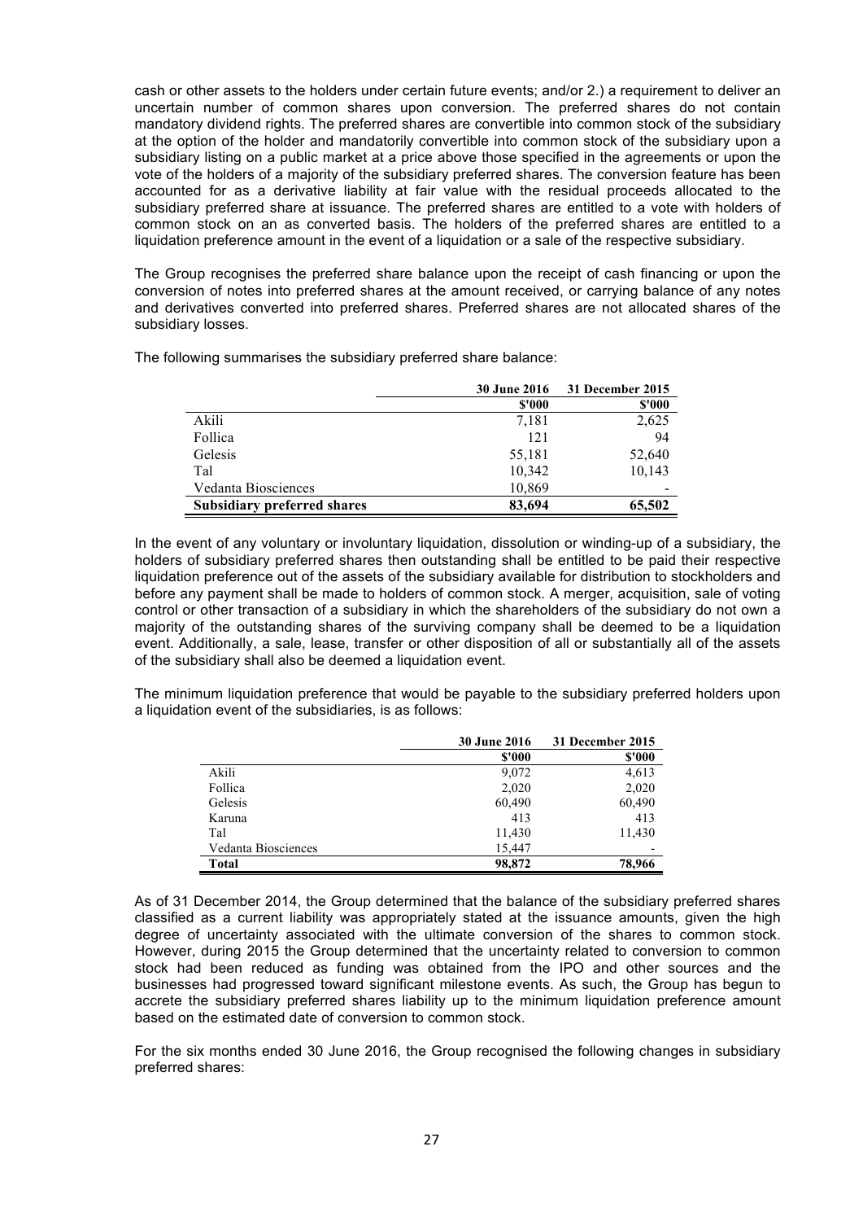cash or other assets to the holders under certain future events; and/or 2.) a requirement to deliver an uncertain number of common shares upon conversion. The preferred shares do not contain mandatory dividend rights. The preferred shares are convertible into common stock of the subsidiary at the option of the holder and mandatorily convertible into common stock of the subsidiary upon a subsidiary listing on a public market at a price above those specified in the agreements or upon the vote of the holders of a majority of the subsidiary preferred shares. The conversion feature has been accounted for as a derivative liability at fair value with the residual proceeds allocated to the subsidiary preferred share at issuance. The preferred shares are entitled to a vote with holders of common stock on an as converted basis. The holders of the preferred shares are entitled to a liquidation preference amount in the event of a liquidation or a sale of the respective subsidiary.

The Group recognises the preferred share balance upon the receipt of cash financing or upon the conversion of notes into preferred shares at the amount received, or carrying balance of any notes and derivatives converted into preferred shares. Preferred shares are not allocated shares of the subsidiary losses.

The following summarises the subsidiary preferred share balance:

| | 30 June 2016 | 31 December 2015 |
|---|---|---|
| | $'000 | $'000 |
| Akili | 7,181 | 2,625 |
| Follica | 121 | 94 |
| Gelesis | 55,181 | 52,640 |
| Tal | 10,342 | 10,143 |
| Vedanta Biosciences | 10,869 | - |
| **Subsidiary preferred shares** | **83,694** | **65,502** |

In the event of any voluntary or involuntary liquidation, dissolution or winding-up of a subsidiary, the holders of subsidiary preferred shares then outstanding shall be entitled to be paid their respective liquidation preference out of the assets of the subsidiary available for distribution to stockholders and before any payment shall be made to holders of common stock. A merger, acquisition, sale of voting control or other transaction of a subsidiary in which the shareholders of the subsidiary do not own a majority of the outstanding shares of the surviving company shall be deemed to be a liquidation event. Additionally, a sale, lease, transfer or other disposition of all or substantially all of the assets of the subsidiary shall also be deemed a liquidation event.

The minimum liquidation preference that would be payable to the subsidiary preferred holders upon a liquidation event of the subsidiaries, is as follows:

| | 30 June 2016 | 31 December 2015 |
|---|---|---|
| | $'000 | $'000 |
| Akili | 9,072 | 4,613 |
| Follica | 2,020 | 2,020 |
| Gelesis | 60,490 | 60,490 |
| Karuna | 413 | 413 |
| Tal | 11,430 | 11,430 |
| Vedanta Biosciences | 15,447 | - |
| **Total** | **98,872** | **78,966** |

As of 31 December 2014, the Group determined that the balance of the subsidiary preferred shares classified as a current liability was appropriately stated at the issuance amounts, given the high degree of uncertainty associated with the ultimate conversion of the shares to common stock. However, during 2015 the Group determined that the uncertainty related to conversion to common stock had been reduced as funding was obtained from the IPO and other sources and the businesses had progressed toward significant milestone events. As such, the Group has begun to accrete the subsidiary preferred shares liability up to the minimum liquidation preference amount based on the estimated date of conversion to common stock.

For the six months ended 30 June 2016, the Group recognised the following changes in subsidiary preferred shares: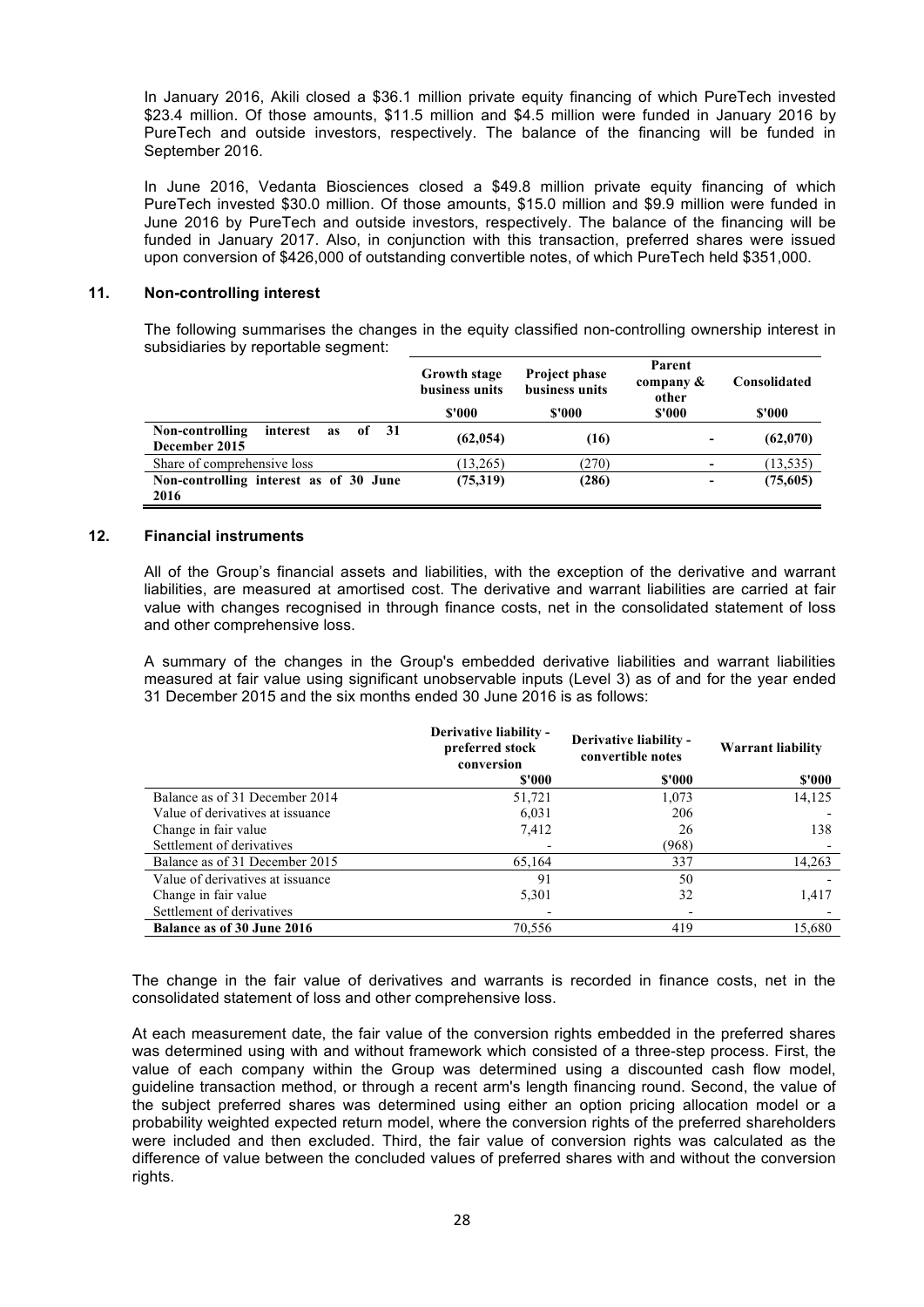In January 2016, Akili closed a $36.1 million private equity financing of which PureTech invested $23.4 million. Of those amounts, $11.5 million and $4.5 million were funded in January 2016 by PureTech and outside investors, respectively. The balance of the financing will be funded in September 2016.

In June 2016, Vedanta Biosciences closed a $49.8 million private equity financing of which PureTech invested $30.0 million. Of those amounts, $15.0 million and $9.9 million were funded in June 2016 by PureTech and outside investors, respectively. The balance of the financing will be funded in January 2017. Also, in conjunction with this transaction, preferred shares were issued upon conversion of $426,000 of outstanding convertible notes, of which PureTech held $351,000.

## 11. Non-controlling interest

The following summarises the changes in the equity classified non-controlling ownership interest in subsidiaries by reportable segment:

| | Growth stage business units | Project phase business units | Parent company & other | Consolidated |
|---|---|---|---|---|
| | $'000 | $'000 | $'000 | $'000 |
| **Non-controlling interest as of 31 December 2015** | **(62,054)** | **(16)** | **-** | **(62,070)** |
| Share of comprehensive loss | (13,265) | (270) | - | (13,535) |
| **Non-controlling interest as of 30 June 2016** | **(75,319)** | **(286)** | **-** | **(75,605)** |

## 12. Financial instruments

All of the Group's financial assets and liabilities, with the exception of the derivative and warrant liabilities, are measured at amortised cost. The derivative and warrant liabilities are carried at fair value with changes recognised in through finance costs, net in the consolidated statement of loss and other comprehensive loss.

A summary of the changes in the Group's embedded derivative liabilities and warrant liabilities measured at fair value using significant unobservable inputs (Level 3) as of and for the year ended 31 December 2015 and the six months ended 30 June 2016 is as follows:

| | Derivative liability - preferred stock conversion | Derivative liability - convertible notes | Warrant liability |
|---|---|---|---|
| | $'000 | $'000 | $'000 |
| Balance as of 31 December 2014 | 51,721 | 1,073 | 14,125 |
| Value of derivatives at issuance | 6,031 | 206 | - |
| Change in fair value | 7,412 | 26 | 138 |
| Settlement of derivatives | - | (968) | - |
| Balance as of 31 December 2015 | 65,164 | 337 | 14,263 |
| Value of derivatives at issuance | 91 | 50 | - |
| Change in fair value | 5,301 | 32 | 1,417 |
| Settlement of derivatives | - | - | - |
| **Balance as of 30 June 2016** | 70,556 | 419 | 15,680 |

The change in the fair value of derivatives and warrants is recorded in finance costs, net in the consolidated statement of loss and other comprehensive loss.

At each measurement date, the fair value of the conversion rights embedded in the preferred shares was determined using with and without framework which consisted of a three-step process. First, the value of each company within the Group was determined using a discounted cash flow model, guideline transaction method, or through a recent arm's length financing round. Second, the value of the subject preferred shares was determined using either an option pricing allocation model or a probability weighted expected return model, where the conversion rights of the preferred shareholders were included and then excluded. Third, the fair value of conversion rights was calculated as the difference of value between the concluded values of preferred shares with and without the conversion rights.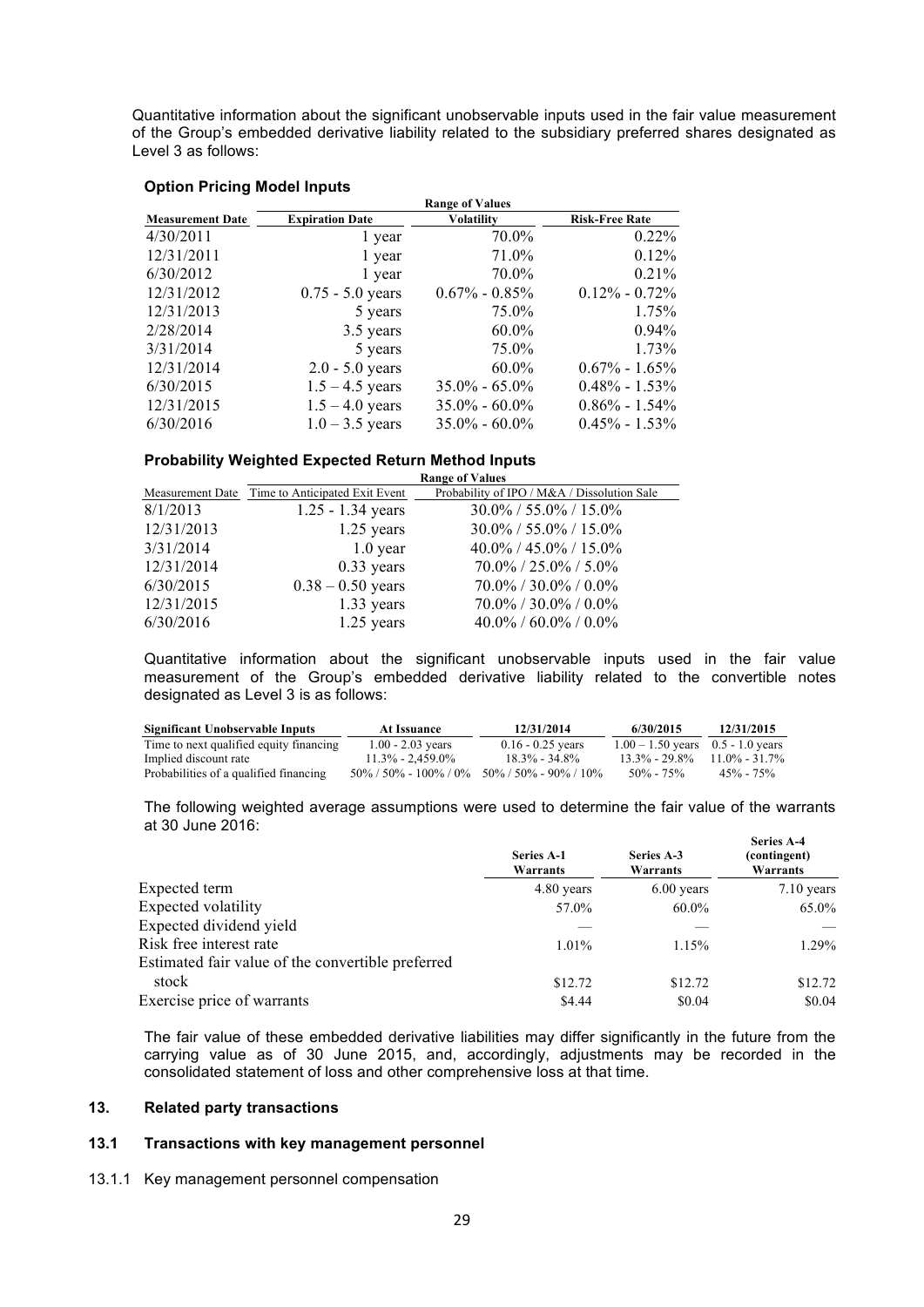Quantitative information about the significant unobservable inputs used in the fair value measurement of the Group's embedded derivative liability related to the subsidiary preferred shares designated as Level 3 as follows:

**Option Pricing Model Inputs**

| | Range of Values | | |
|---|---|---|---|
| **Measurement Date** | **Expiration Date** | **Volatility** | **Risk-Free Rate** |
| 4/30/2011 | 1 year | 70.0% | 0.22% |
| 12/31/2011 | 1 year | 71.0% | 0.12% |
| 6/30/2012 | 1 year | 70.0% | 0.21% |
| 12/31/2012 | 0.75 - 5.0 years | 0.67% - 0.85% | 0.12% - 0.72% |
| 12/31/2013 | 5 years | 75.0% | 1.75% |
| 2/28/2014 | 3.5 years | 60.0% | 0.94% |
| 3/31/2014 | 5 years | 75.0% | 1.73% |
| 12/31/2014 | 2.0 - 5.0 years | 60.0% | 0.67% - 1.65% |
| 6/30/2015 | 1.5 – 4.5 years | 35.0% - 65.0% | 0.48% - 1.53% |
| 12/31/2015 | 1.5 – 4.0 years | 35.0% - 60.0% | 0.86% - 1.54% |
| 6/30/2016 | 1.0 – 3.5 years | 35.0% - 60.0% | 0.45% - 1.53% |

**Probability Weighted Expected Return Method Inputs**

| | Range of Values | |
|---|---|---|
| Measurement Date | Time to Anticipated Exit Event | Probability of IPO / M&A / Dissolution Sale |
| 8/1/2013 | 1.25 - 1.34 years | 30.0% / 55.0% / 15.0% |
| 12/31/2013 | 1.25 years | 30.0% / 55.0% / 15.0% |
| 3/31/2014 | 1.0 year | 40.0% / 45.0% / 15.0% |
| 12/31/2014 | 0.33 years | 70.0% / 25.0% / 5.0% |
| 6/30/2015 | 0.38 – 0.50 years | 70.0% / 30.0% / 0.0% |
| 12/31/2015 | 1.33 years | 70.0% / 30.0% / 0.0% |
| 6/30/2016 | 1.25 years | 40.0% / 60.0% / 0.0% |

Quantitative information about the significant unobservable inputs used in the fair value measurement of the Group's embedded derivative liability related to the convertible notes designated as Level 3 is as follows:

| Significant Unobservable Inputs | At Issuance | 12/31/2014 | 6/30/2015 | 12/31/2015 |
|---|---|---|---|---|
| Time to next qualified equity financing | 1.00 - 2.03 years | 0.16 - 0.25 years | 1.00 – 1.50 years | 0.5 - 1.0 years |
| Implied discount rate | 11.3% - 2,459.0% | 18.3% - 34.8% | 13.3% - 29.8% | 11.0% - 31.7% |
| Probabilities of a qualified financing | 50% / 50% - 100% / 0% | 50% / 50% - 90% / 10% | 50% - 75% | 45% - 75% |

The following weighted average assumptions were used to determine the fair value of the warrants at 30 June 2016:

| | Series A-1 Warrants | Series A-3 Warrants | Series A-4 (contingent) Warrants |
|---|---|---|---|
| Expected term | 4.80 years | 6.00 years | 7.10 years |
| Expected volatility | 57.0% | 60.0% | 65.0% |
| Expected dividend yield | — | — | — |
| Risk free interest rate | 1.01% | 1.15% | 1.29% |
| Estimated fair value of the convertible preferred stock | $12.72 | $12.72 | $12.72 |
| Exercise price of warrants | $4.44 | $0.04 | $0.04 |

The fair value of these embedded derivative liabilities may differ significantly in the future from the carrying value as of 30 June 2015, and, accordingly, adjustments may be recorded in the consolidated statement of loss and other comprehensive loss at that time.

## 13. Related party transactions

### 13.1 Transactions with key management personnel

13.1.1 Key management personnel compensation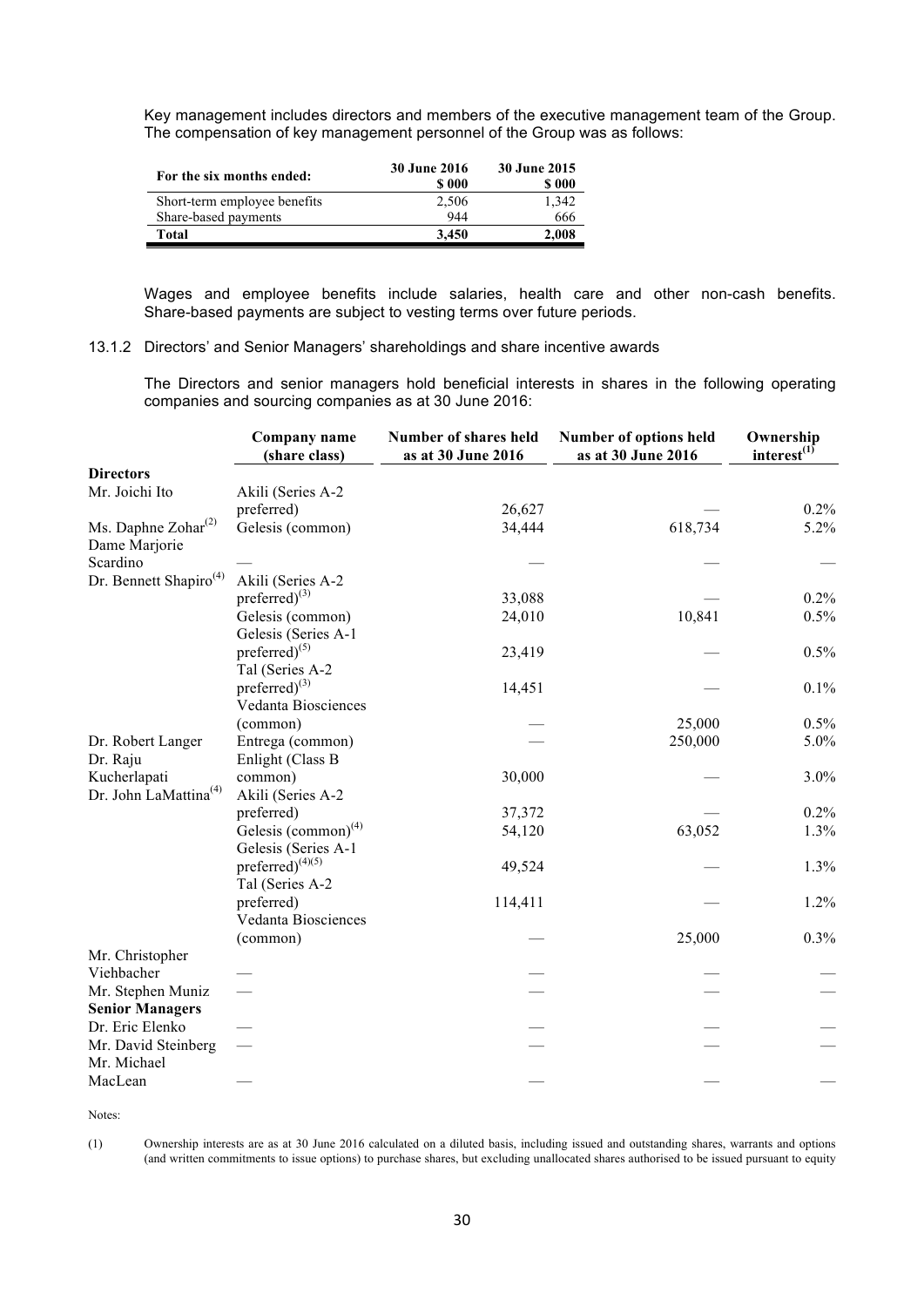Key management includes directors and members of the executive management team of the Group. The compensation of key management personnel of the Group was as follows:

| For the six months ended: | 30 June 2016 \$ 000 | 30 June 2015 \$ 000 |
|---|---|---|
| Short-term employee benefits | 2,506 | 1,342 |
| Share-based payments | 944 | 666 |
| **Total** | **3,450** | **2,008** |

Wages and employee benefits include salaries, health care and other non-cash benefits. Share-based payments are subject to vesting terms over future periods.

13.1.2 Directors' and Senior Managers' shareholdings and share incentive awards

The Directors and senior managers hold beneficial interests in shares in the following operating companies and sourcing companies as at 30 June 2016:

| | Company name (share class) | Number of shares held as at 30 June 2016 | Number of options held as at 30 June 2016 | Ownership interest[1] |
|---|---|---|---|---|
| **Directors** | | | | |
| Mr. Joichi Ito | Akili (Series A-2 preferred) | 26,627 | — | 0.2% |
| Ms. Daphne Zohar[2] | Gelesis (common) | 34,444 | 618,734 | 5.2% |
| Dame Marjorie Scardino | — | — | — | — |
| Dr. Bennett Shapiro[4] | Akili (Series A-2 preferred)[3] | 33,088 | — | 0.2% |
| | Gelesis (common) | 24,010 | 10,841 | 0.5% |
| | Gelesis (Series A-1 preferred)[5] | 23,419 | — | 0.5% |
| | Tal (Series A-2 preferred)[3] | 14,451 | — | 0.1% |
| | Vedanta Biosciences (common) | — | 25,000 | 0.5% |
| Dr. Robert Langer | Entrega (common) | — | 250,000 | 5.0% |
| Dr. Raju Kucherlapati | Enlight (Class B common) | 30,000 | — | 3.0% |
| Dr. John LaMattina[4] | Akili (Series A-2 preferred) | 37,372 | — | 0.2% |
| | Gelesis (common)[4] | 54,120 | 63,052 | 1.3% |
| | Gelesis (Series A-1 preferred)[4][5] | 49,524 | — | 1.3% |
| | Tal (Series A-2 preferred) | 114,411 | — | 1.2% |
| | Vedanta Biosciences (common) | — | 25,000 | 0.3% |
| Mr. Christopher Viehbacher | — | — | — | — |
| Mr. Stephen Muniz | — | — | — | — |
| **Senior Managers** | | | | |
| Dr. Eric Elenko | — | — | — | — |
| Mr. David Steinberg | — | — | — | — |
| Mr. Michael MacLean | — | — | — | — |

Notes:

(1) Ownership interests are as at 30 June 2016 calculated on a diluted basis, including issued and outstanding shares, warrants and options (and written commitments to issue options) to purchase shares, but excluding unallocated shares authorised to be issued pursuant to equity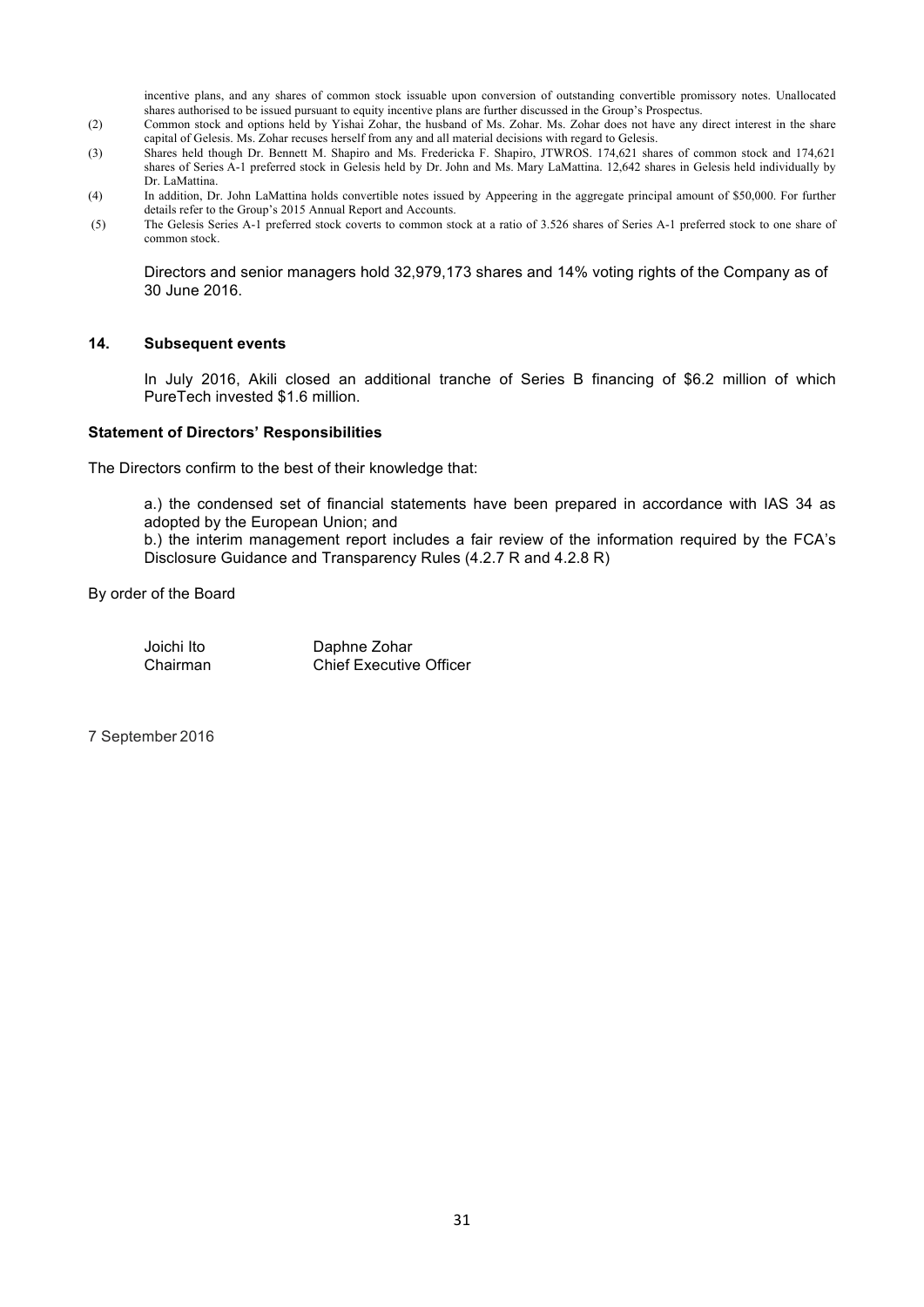incentive plans, and any shares of common stock issuable upon conversion of outstanding convertible promissory notes. Unallocated shares authorised to be issued pursuant to equity incentive plans are further discussed in the Group's Prospectus.

(2) Common stock and options held by Yishai Zohar, the husband of Ms. Zohar. Ms. Zohar does not have any direct interest in the share capital of Gelesis. Ms. Zohar recuses herself from any and all material decisions with regard to Gelesis.

(3) Shares held though Dr. Bennett M. Shapiro and Ms. Fredericka F. Shapiro, JTWROS. 174,621 shares of common stock and 174,621 shares of Series A-1 preferred stock in Gelesis held by Dr. John and Ms. Mary LaMattina. 12,642 shares in Gelesis held individually by Dr. LaMattina.

(4) In addition, Dr. John LaMattina holds convertible notes issued by Appeering in the aggregate principal amount of $50,000. For further details refer to the Group's 2015 Annual Report and Accounts.

(5) The Gelesis Series A-1 preferred stock coverts to common stock at a ratio of 3.526 shares of Series A-1 preferred stock to one share of common stock.

Directors and senior managers hold 32,979,173 shares and 14% voting rights of the Company as of 30 June 2016.

## 14. Subsequent events

In July 2016, Akili closed an additional tranche of Series B financing of $6.2 million of which PureTech invested $1.6 million.

### Statement of Directors' Responsibilities

The Directors confirm to the best of their knowledge that:

a.) the condensed set of financial statements have been prepared in accordance with IAS 34 as adopted by the European Union; and

b.) the interim management report includes a fair review of the information required by the FCA's Disclosure Guidance and Transparency Rules (4.2.7 R and 4.2.8 R)

By order of the Board

Joichi Ito
Chairman

Daphne Zohar
Chief Executive Officer

7 September 2016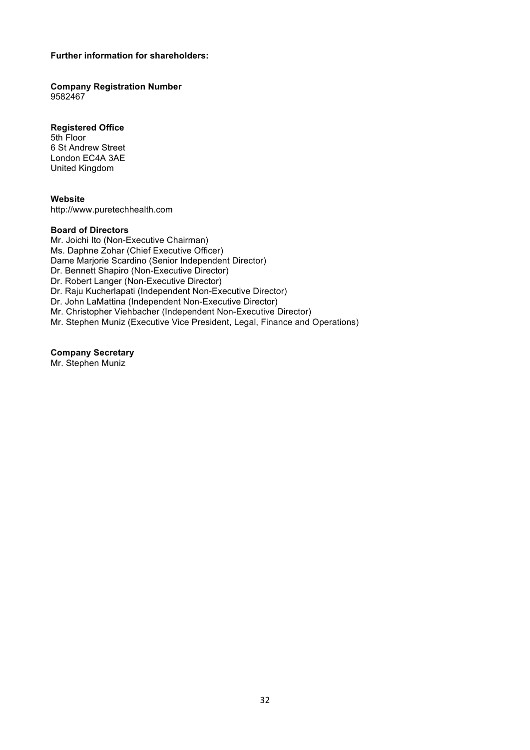**Further information for shareholders:**

**Company Registration Number**
9582467

**Registered Office**
5th Floor
6 St Andrew Street
London EC4A 3AE
United Kingdom

**Website**
http://www.puretechhealth.com

**Board of Directors**
Mr. Joichi Ito (Non-Executive Chairman)
Ms. Daphne Zohar (Chief Executive Officer)
Dame Marjorie Scardino (Senior Independent Director)
Dr. Bennett Shapiro (Non-Executive Director)
Dr. Robert Langer (Non-Executive Director)
Dr. Raju Kucherlapati (Independent Non-Executive Director)
Dr. John LaMattina (Independent Non-Executive Director)
Mr. Christopher Viehbacher (Independent Non-Executive Director)
Mr. Stephen Muniz (Executive Vice President, Legal, Finance and Operations)

**Company Secretary**
Mr. Stephen Muniz